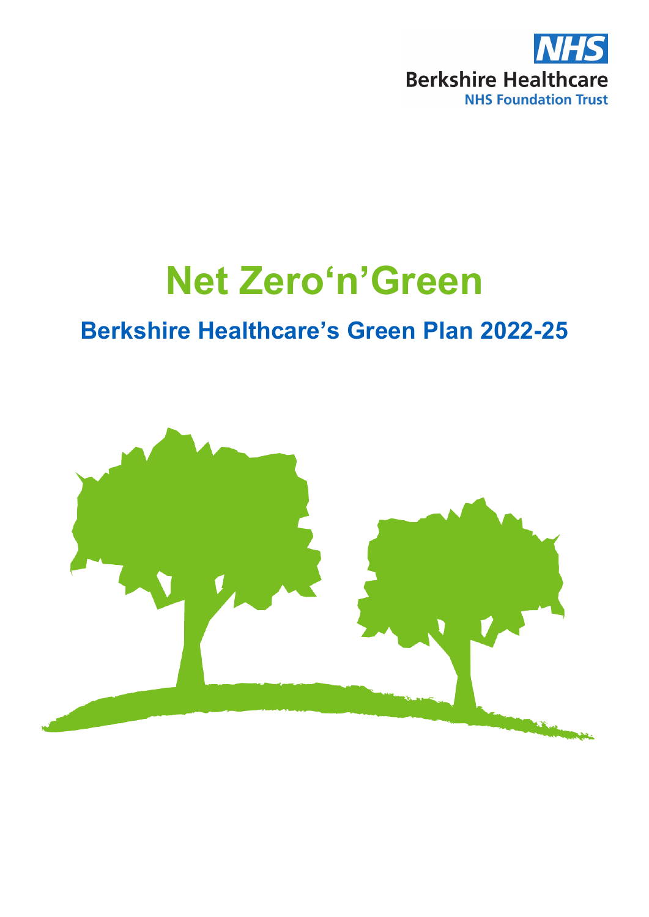NHS

Berkshire Healthcare

NHS Foundation Trust

# Net Zero‘n’Green

## Berkshire Healthcare’s Green Plan 2022-25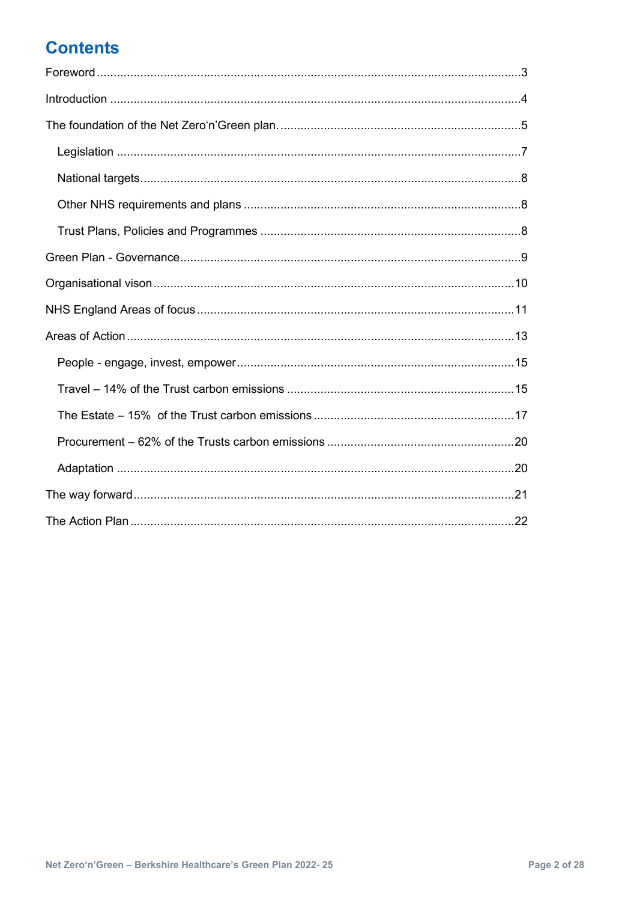# Contents

Foreword ....................................................................................................................3

Introduction ................................................................................................................4

The foundation of the Net Zero'n'Green plan. .........................................................5

- Legislation ...........................................................................................................7
- National targets.....................................................................................................8
- Other NHS requirements and plans ......................................................................8
- Trust Plans, Policies and Programmes .................................................................8

Green Plan - Governance...........................................................................................9

Organisational vison .................................................................................................10

NHS England Areas of focus ....................................................................................11

Areas of Action .........................................................................................................13

- People - engage, invest, empower.......................................................................15
- Travel – 14% of the Trust carbon emissions .......................................................15
- The Estate – 15% of the Trust carbon emissions ................................................17
- Procurement – 62% of the Trusts carbon emissions ...........................................20
- Adaptation ..........................................................................................................20

The way forward........................................................................................................21

The Action Plan.........................................................................................................22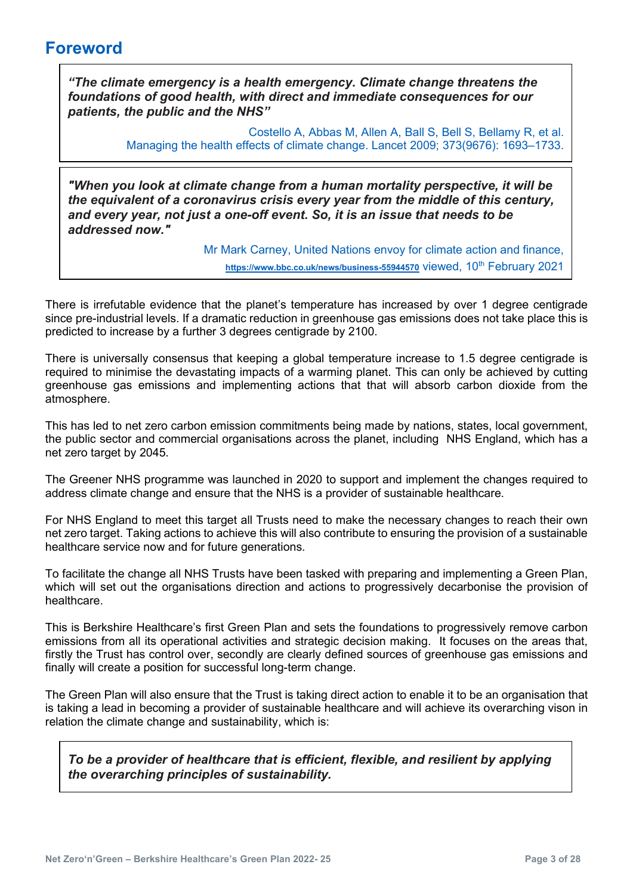# Foreword

> ***"The climate emergency is a health emergency. Climate change threatens the foundations of good health, with direct and immediate consequences for our patients, the public and the NHS"***
>
> Costello A, Abbas M, Allen A, Ball S, Bell S, Bellamy R, et al. Managing the health effects of climate change. Lancet 2009; 373(9676): 1693–1733.

> ***"When you look at climate change from a human mortality perspective, it will be the equivalent of a coronavirus crisis every year from the middle of this century, and every year, not just a one-off event. So, it is an issue that needs to be addressed now."***
>
> Mr Mark Carney, United Nations envoy for climate action and finance, https://www.bbc.co.uk/news/business-55944570 viewed, 10th February 2021

There is irrefutable evidence that the planet's temperature has increased by over 1 degree centigrade since pre-industrial levels. If a dramatic reduction in greenhouse gas emissions does not take place this is predicted to increase by a further 3 degrees centigrade by 2100.

There is universally consensus that keeping a global temperature increase to 1.5 degree centigrade is required to minimise the devastating impacts of a warming planet. This can only be achieved by cutting greenhouse gas emissions and implementing actions that that will absorb carbon dioxide from the atmosphere.

This has led to net zero carbon emission commitments being made by nations, states, local government, the public sector and commercial organisations across the planet, including NHS England, which has a net zero target by 2045.

The Greener NHS programme was launched in 2020 to support and implement the changes required to address climate change and ensure that the NHS is a provider of sustainable healthcare.

For NHS England to meet this target all Trusts need to make the necessary changes to reach their own net zero target. Taking actions to achieve this will also contribute to ensuring the provision of a sustainable healthcare service now and for future generations.

To facilitate the change all NHS Trusts have been tasked with preparing and implementing a Green Plan, which will set out the organisations direction and actions to progressively decarbonise the provision of healthcare.

This is Berkshire Healthcare's first Green Plan and sets the foundations to progressively remove carbon emissions from all its operational activities and strategic decision making. It focuses on the areas that, firstly the Trust has control over, secondly are clearly defined sources of greenhouse gas emissions and finally will create a position for successful long-term change.

The Green Plan will also ensure that the Trust is taking direct action to enable it to be an organisation that is taking a lead in becoming a provider of sustainable healthcare and will achieve its overarching vison in relation the climate change and sustainability, which is:

> ***To be a provider of healthcare that is efficient, flexible, and resilient by applying the overarching principles of sustainability.***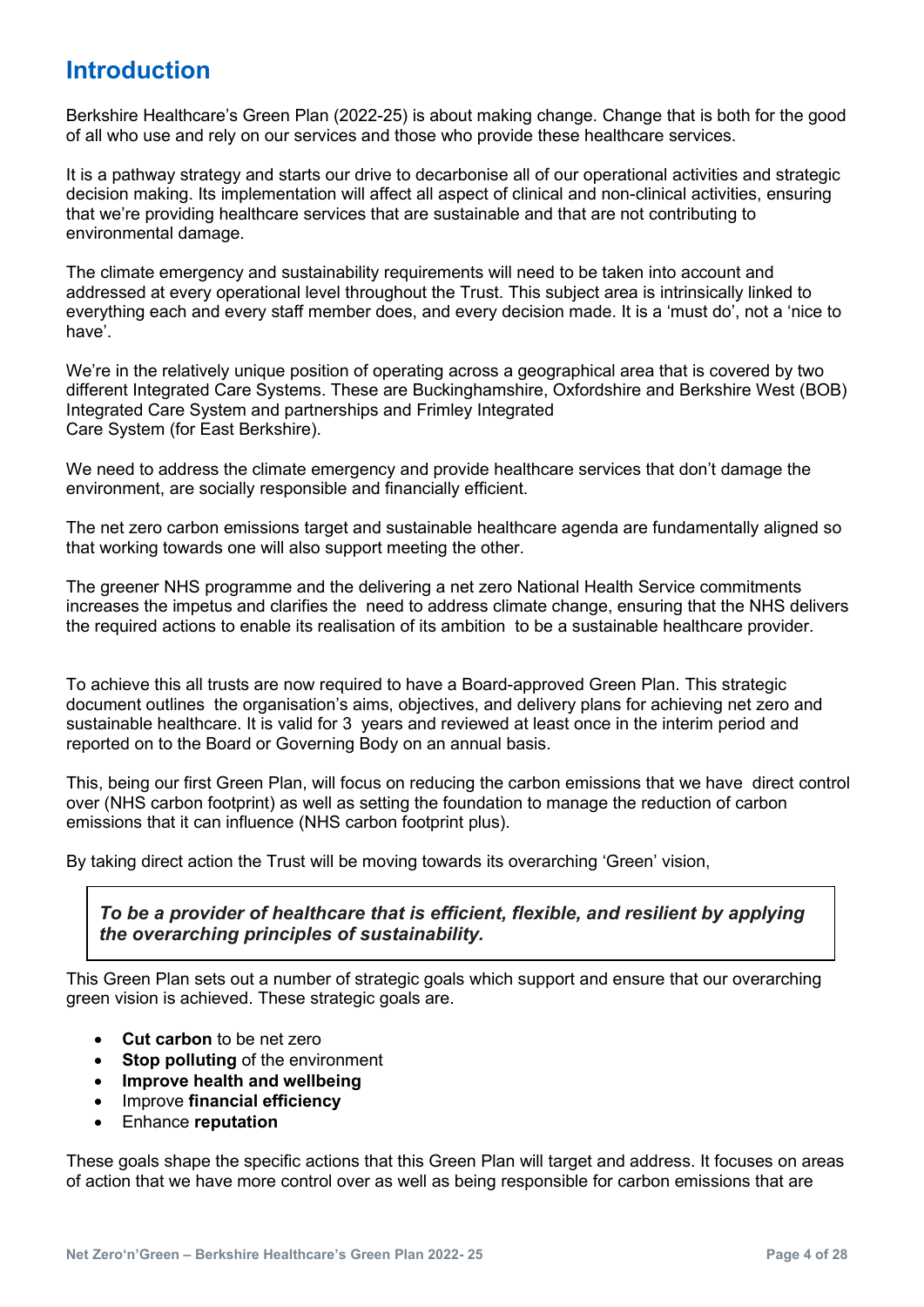# Introduction

Berkshire Healthcare's Green Plan (2022-25) is about making change. Change that is both for the good of all who use and rely on our services and those who provide these healthcare services.

It is a pathway strategy and starts our drive to decarbonise all of our operational activities and strategic decision making. Its implementation will affect all aspect of clinical and non-clinical activities, ensuring that we're providing healthcare services that are sustainable and that are not contributing to environmental damage.

The climate emergency and sustainability requirements will need to be taken into account and addressed at every operational level throughout the Trust. This subject area is intrinsically linked to everything each and every staff member does, and every decision made. It is a 'must do', not a 'nice to have'.

We're in the relatively unique position of operating across a geographical area that is covered by two different Integrated Care Systems. These are Buckinghamshire, Oxfordshire and Berkshire West (BOB) Integrated Care System and partnerships and Frimley Integrated Care System (for East Berkshire).

We need to address the climate emergency and provide healthcare services that don't damage the environment, are socially responsible and financially efficient.

The net zero carbon emissions target and sustainable healthcare agenda are fundamentally aligned so that working towards one will also support meeting the other.

The greener NHS programme and the delivering a net zero National Health Service commitments increases the impetus and clarifies the need to address climate change, ensuring that the NHS delivers the required actions to enable its realisation of its ambition to be a sustainable healthcare provider.

To achieve this all trusts are now required to have a Board-approved Green Plan. This strategic document outlines the organisation's aims, objectives, and delivery plans for achieving net zero and sustainable healthcare. It is valid for 3 years and reviewed at least once in the interim period and reported on to the Board or Governing Body on an annual basis.

This, being our first Green Plan, will focus on reducing the carbon emissions that we have direct control over (NHS carbon footprint) as well as setting the foundation to manage the reduction of carbon emissions that it can influence (NHS carbon footprint plus).

By taking direct action the Trust will be moving towards its overarching 'Green' vision,

> ***To be a provider of healthcare that is efficient, flexible, and resilient by applying the overarching principles of sustainability.***

This Green Plan sets out a number of strategic goals which support and ensure that our overarching green vision is achieved. These strategic goals are.

- **Cut carbon** to be net zero
- **Stop polluting** of the environment
- **Improve health and wellbeing**
- Improve **financial efficiency**
- Enhance **reputation**

These goals shape the specific actions that this Green Plan will target and address. It focuses on areas of action that we have more control over as well as being responsible for carbon emissions that are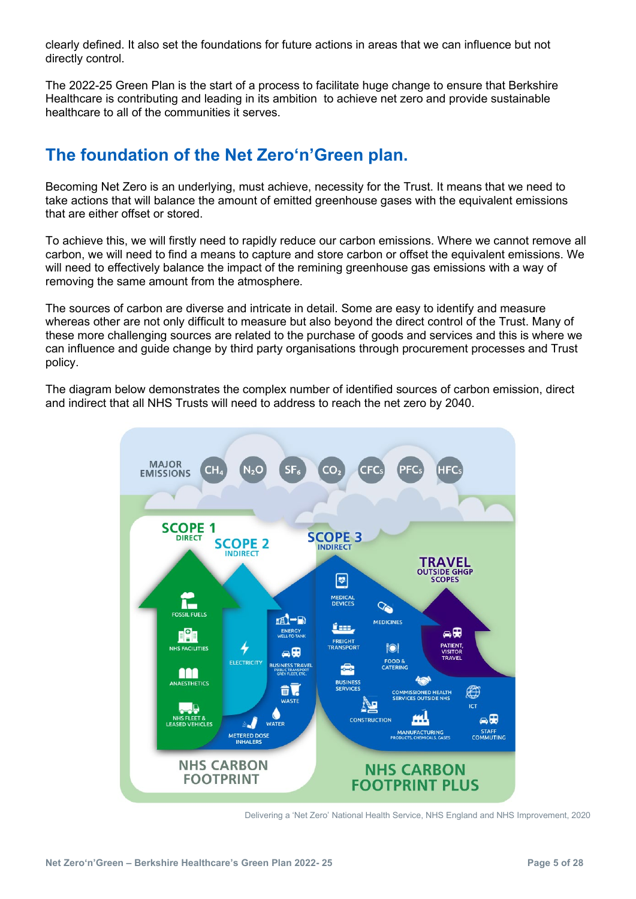clearly defined. It also set the foundations for future actions in areas that we can influence but not directly control.

The 2022-25 Green Plan is the start of a process to facilitate huge change to ensure that Berkshire Healthcare is contributing and leading in its ambition to achieve net zero and provide sustainable healthcare to all of the communities it serves.

## The foundation of the Net Zero'n'Green plan.

Becoming Net Zero is an underlying, must achieve, necessity for the Trust. It means that we need to take actions that will balance the amount of emitted greenhouse gases with the equivalent emissions that are either offset or stored.

To achieve this, we will firstly need to rapidly reduce our carbon emissions. Where we cannot remove all carbon, we will need to find a means to capture and store carbon or offset the equivalent emissions. We will need to effectively balance the impact of the remining greenhouse gas emissions with a way of removing the same amount from the atmosphere.

The sources of carbon are diverse and intricate in detail. Some are easy to identify and measure whereas other are not only difficult to measure but also beyond the direct control of the Trust. Many of these more challenging sources are related to the purchase of goods and services and this is where we can influence and guide change by third party organisations through procurement processes and Trust policy.

The diagram below demonstrates the complex number of identified sources of carbon emission, direct and indirect that all NHS Trusts will need to address to reach the net zero by 2040.

Delivering a 'Net Zero' National Health Service, NHS England and NHS Improvement, 2020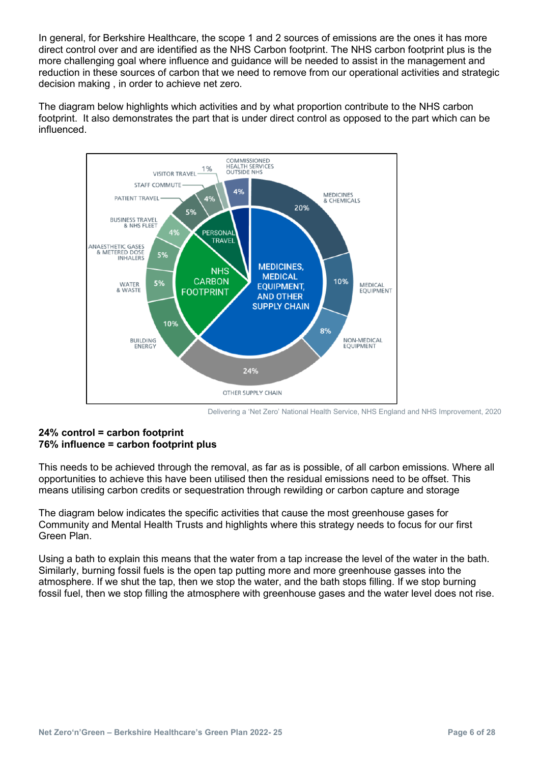In general, for Berkshire Healthcare, the scope 1 and 2 sources of emissions are the ones it has more direct control over and are identified as the NHS Carbon footprint. The NHS carbon footprint plus is the more challenging goal where influence and guidance will be needed to assist in the management and reduction in these sources of carbon that we need to remove from our operational activities and strategic decision making , in order to achieve net zero.

The diagram below highlights which activities and by what proportion contribute to the NHS carbon footprint. It also demonstrates the part that is under direct control as opposed to the part which can be influenced.

Delivering a 'Net Zero' National Health Service, NHS England and NHS Improvement, 2020

**24% control = carbon footprint**
**76% influence = carbon footprint plus**

This needs to be achieved through the removal, as far as is possible, of all carbon emissions. Where all opportunities to achieve this have been utilised then the residual emissions need to be offset. This means utilising carbon credits or sequestration through rewilding or carbon capture and storage

The diagram below indicates the specific activities that cause the most greenhouse gases for Community and Mental Health Trusts and highlights where this strategy needs to focus for our first Green Plan.

Using a bath to explain this means that the water from a tap increase the level of the water in the bath. Similarly, burning fossil fuels is the open tap putting more and more greenhouse gasses into the atmosphere. If we shut the tap, then we stop the water, and the bath stops filling. If we stop burning fossil fuel, then we stop filling the atmosphere with greenhouse gases and the water level does not rise.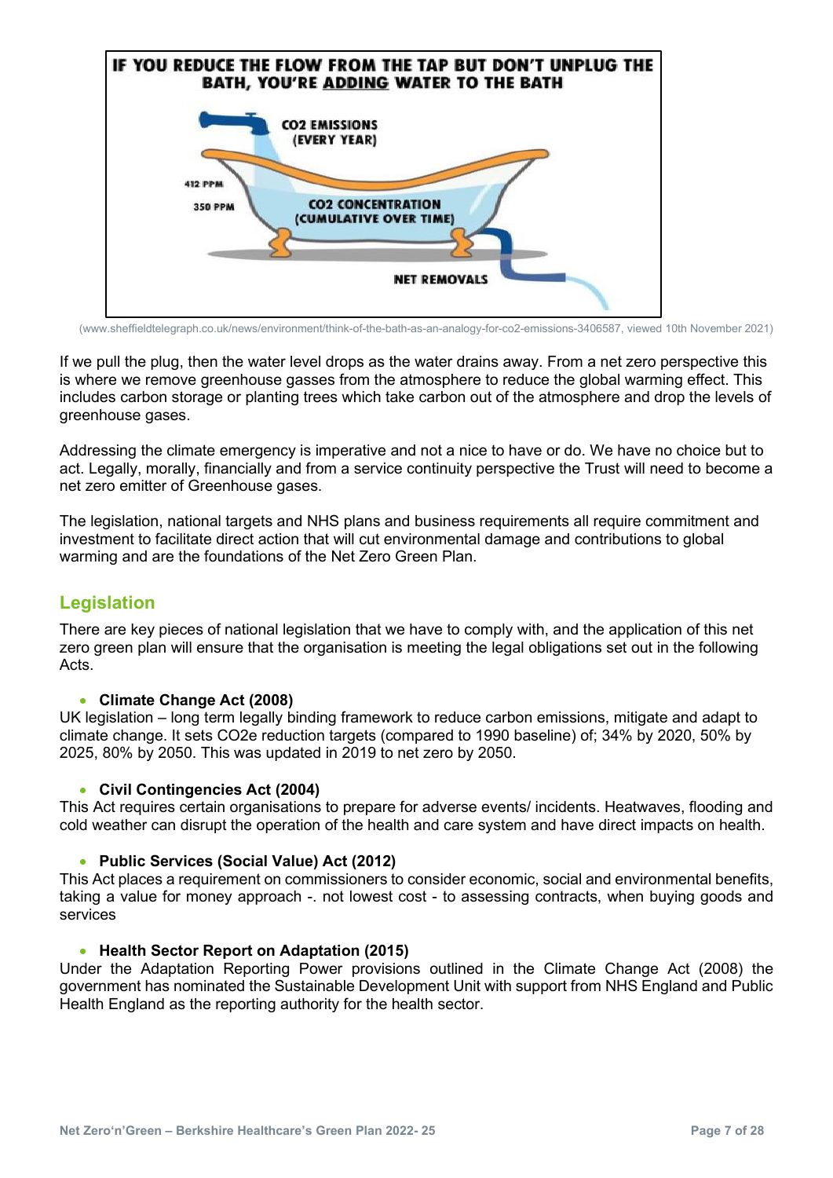**IF YOU REDUCE THE FLOW FROM THE TAP BUT DON'T UNPLUG THE BATH, YOU'RE ADDING WATER TO THE BATH**

$CO_2$ EMISSIONS (EVERY YEAR)

412 PPM

350 PPM

$CO_2$ CONCENTRATION (CUMULATIVE OVER TIME)

NET REMOVALS

(www.sheffieldtelegraph.co.uk/news/environment/think-of-the-bath-as-an-analogy-for-co2-emissions-3406587, viewed 10th November 2021)

If we pull the plug, then the water level drops as the water drains away. From a net zero perspective this is where we remove greenhouse gasses from the atmosphere to reduce the global warming effect. This includes carbon storage or planting trees which take carbon out of the atmosphere and drop the levels of greenhouse gases.

Addressing the climate emergency is imperative and not a nice to have or do. We have no choice but to act. Legally, morally, financially and from a service continuity perspective the Trust will need to become a net zero emitter of Greenhouse gases.

The legislation, national targets and NHS plans and business requirements all require commitment and investment to facilitate direct action that will cut environmental damage and contributions to global warming and are the foundations of the Net Zero Green Plan.

## Legislation

There are key pieces of national legislation that we have to comply with, and the application of this net zero green plan will ensure that the organisation is meeting the legal obligations set out in the following Acts.

- **Climate Change Act (2008)**

UK legislation – long term legally binding framework to reduce carbon emissions, mitigate and adapt to climate change. It sets $CO_2e$ reduction targets (compared to 1990 baseline) of; 34% by 2020, 50% by 2025, 80% by 2050. This was updated in 2019 to net zero by 2050.

- **Civil Contingencies Act (2004)**

This Act requires certain organisations to prepare for adverse events/ incidents. Heatwaves, flooding and cold weather can disrupt the operation of the health and care system and have direct impacts on health.

- **Public Services (Social Value) Act (2012)**

This Act places a requirement on commissioners to consider economic, social and environmental benefits, taking a value for money approach -. not lowest cost - to assessing contracts, when buying goods and services

- **Health Sector Report on Adaptation (2015)**

Under the Adaptation Reporting Power provisions outlined in the Climate Change Act (2008) the government has nominated the Sustainable Development Unit with support from NHS England and Public Health England as the reporting authority for the health sector.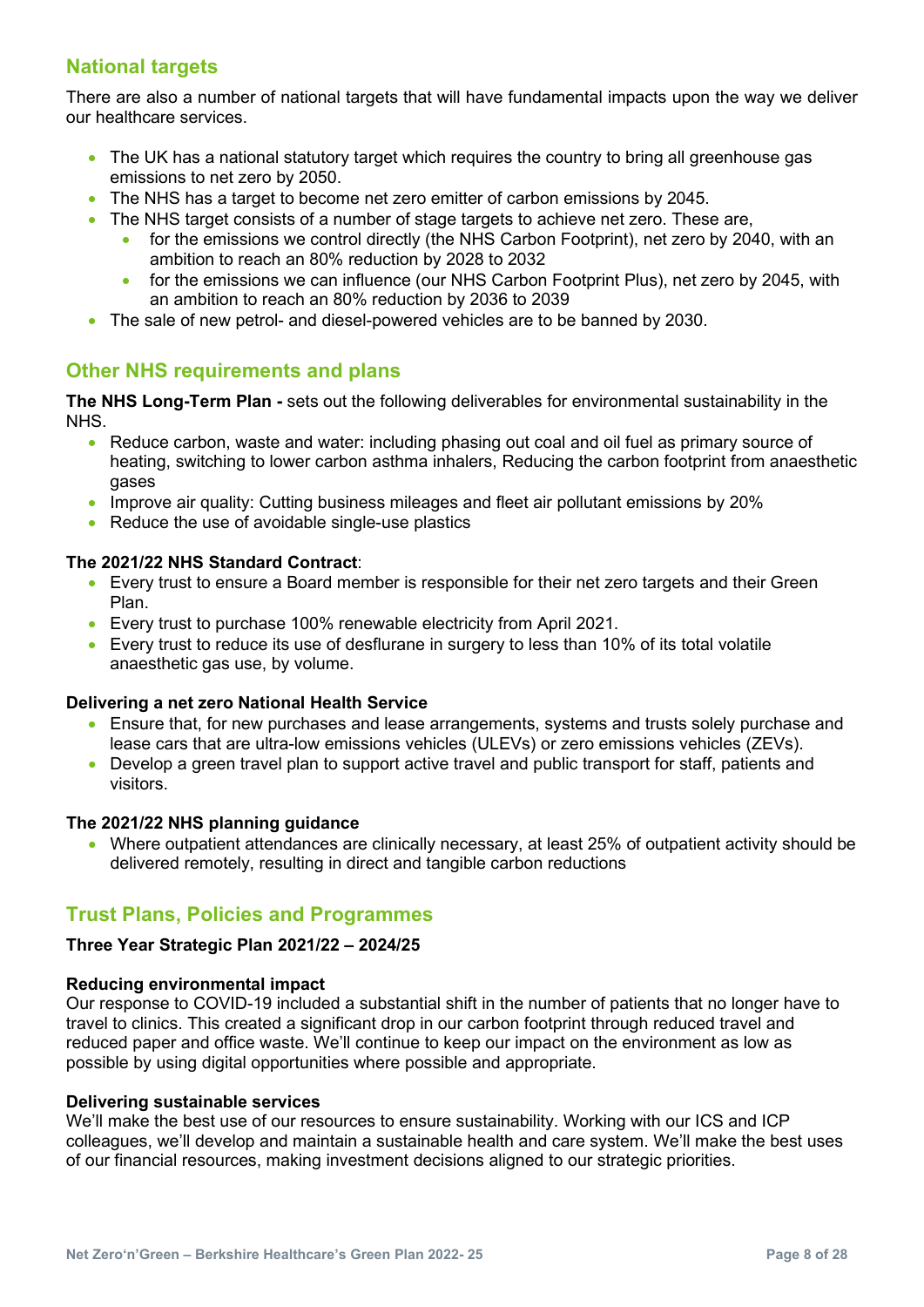## National targets

There are also a number of national targets that will have fundamental impacts upon the way we deliver our healthcare services.

- The UK has a national statutory target which requires the country to bring all greenhouse gas emissions to net zero by 2050.
- The NHS has a target to become net zero emitter of carbon emissions by 2045.
- The NHS target consists of a number of stage targets to achieve net zero. These are,
  - for the emissions we control directly (the NHS Carbon Footprint), net zero by 2040, with an ambition to reach an 80% reduction by 2028 to 2032
  - for the emissions we can influence (our NHS Carbon Footprint Plus), net zero by 2045, with an ambition to reach an 80% reduction by 2036 to 2039
- The sale of new petrol- and diesel-powered vehicles are to be banned by 2030.

## Other NHS requirements and plans

**The NHS Long-Term Plan -** sets out the following deliverables for environmental sustainability in the NHS.

- Reduce carbon, waste and water: including phasing out coal and oil fuel as primary source of heating, switching to lower carbon asthma inhalers, Reducing the carbon footprint from anaesthetic gases
- Improve air quality: Cutting business mileages and fleet air pollutant emissions by 20%
- Reduce the use of avoidable single-use plastics

**The 2021/22 NHS Standard Contract**:

- Every trust to ensure a Board member is responsible for their net zero targets and their Green Plan.
- Every trust to purchase 100% renewable electricity from April 2021.
- Every trust to reduce its use of desflurane in surgery to less than 10% of its total volatile anaesthetic gas use, by volume.

**Delivering a net zero National Health Service**

- Ensure that, for new purchases and lease arrangements, systems and trusts solely purchase and lease cars that are ultra-low emissions vehicles (ULEVs) or zero emissions vehicles (ZEVs).
- Develop a green travel plan to support active travel and public transport for staff, patients and visitors.

**The 2021/22 NHS planning guidance**

- Where outpatient attendances are clinically necessary, at least 25% of outpatient activity should be delivered remotely, resulting in direct and tangible carbon reductions

## Trust Plans, Policies and Programmes

**Three Year Strategic Plan 2021/22 – 2024/25**

**Reducing environmental impact**
Our response to COVID-19 included a substantial shift in the number of patients that no longer have to travel to clinics. This created a significant drop in our carbon footprint through reduced travel and reduced paper and office waste. We'll continue to keep our impact on the environment as low as possible by using digital opportunities where possible and appropriate.

**Delivering sustainable services**
We'll make the best use of our resources to ensure sustainability. Working with our ICS and ICP colleagues, we'll develop and maintain a sustainable health and care system. We'll make the best uses of our financial resources, making investment decisions aligned to our strategic priorities.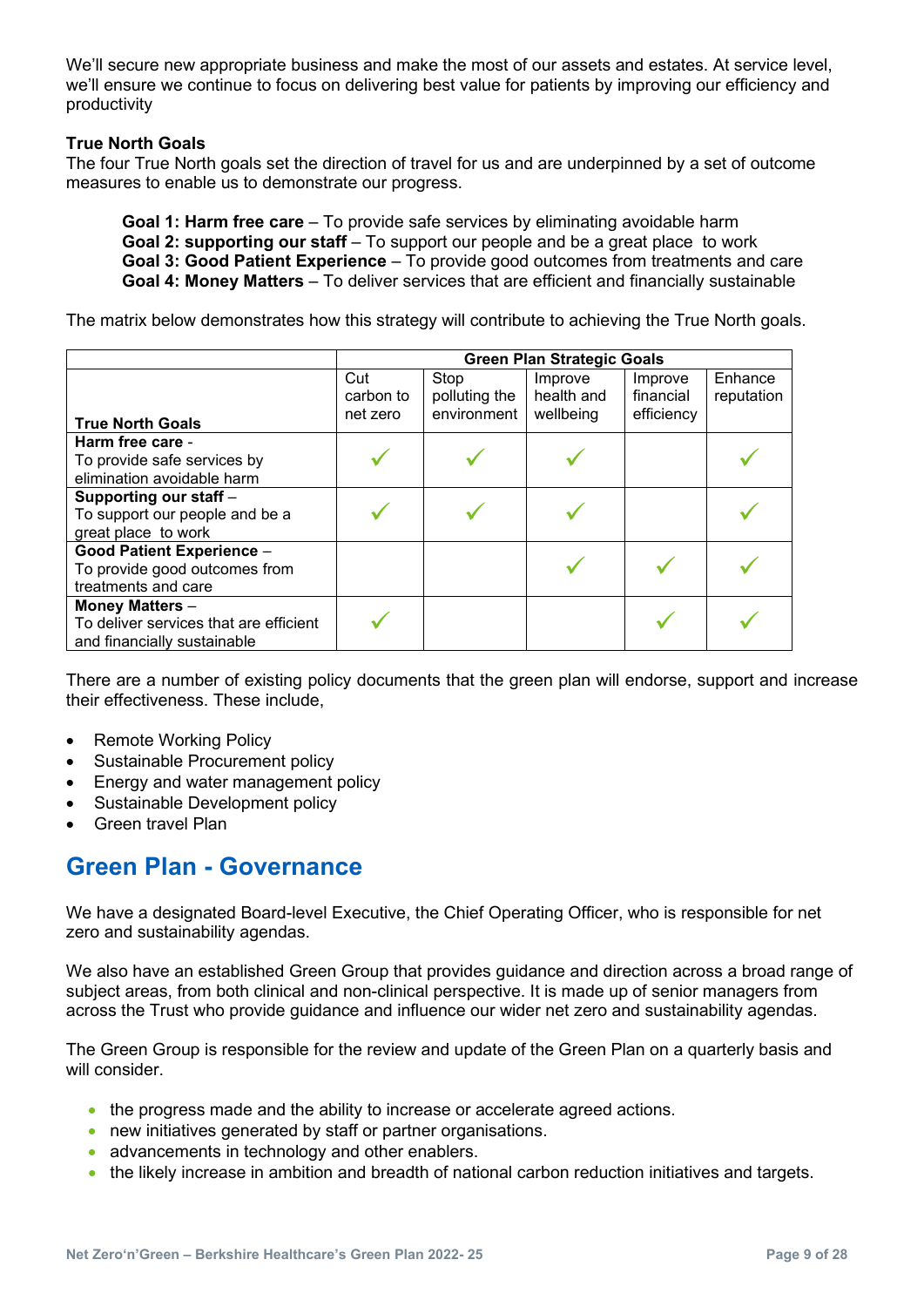We'll secure new appropriate business and make the most of our assets and estates. At service level, we'll ensure we continue to focus on delivering best value for patients by improving our efficiency and productivity

**True North Goals**

The four True North goals set the direction of travel for us and are underpinned by a set of outcome measures to enable us to demonstrate our progress.

> **Goal 1: Harm free care** – To provide safe services by eliminating avoidable harm
> **Goal 2: supporting our staff** – To support our people and be a great place to work
> **Goal 3: Good Patient Experience** – To provide good outcomes from treatments and care
> **Goal 4: Money Matters** – To deliver services that are efficient and financially sustainable

The matrix below demonstrates how this strategy will contribute to achieving the True North goals.

| | Green Plan Strategic Goals | | | | |
|---|---|---|---|---|---|
| **True North Goals** | Cut carbon to net zero | Stop polluting the environment | Improve health and wellbeing | Improve financial efficiency | Enhance reputation |
| **Harm free care** - To provide safe services by elimination avoidable harm | ✓ | ✓ | ✓ | | ✓ |
| **Supporting our staff** – To support our people and be a great place to work | ✓ | ✓ | ✓ | | ✓ |
| **Good Patient Experience** – To provide good outcomes from treatments and care | | | ✓ | ✓ | ✓ |
| **Money Matters** – To deliver services that are efficient and financially sustainable | ✓ | | | ✓ | ✓ |

There are a number of existing policy documents that the green plan will endorse, support and increase their effectiveness. These include,

- Remote Working Policy
- Sustainable Procurement policy
- Energy and water management policy
- Sustainable Development policy
- Green travel Plan

## Green Plan - Governance

We have a designated Board-level Executive, the Chief Operating Officer, who is responsible for net zero and sustainability agendas.

We also have an established Green Group that provides guidance and direction across a broad range of subject areas, from both clinical and non-clinical perspective. It is made up of senior managers from across the Trust who provide guidance and influence our wider net zero and sustainability agendas.

The Green Group is responsible for the review and update of the Green Plan on a quarterly basis and will consider.

- the progress made and the ability to increase or accelerate agreed actions.
- new initiatives generated by staff or partner organisations.
- advancements in technology and other enablers.
- the likely increase in ambition and breadth of national carbon reduction initiatives and targets.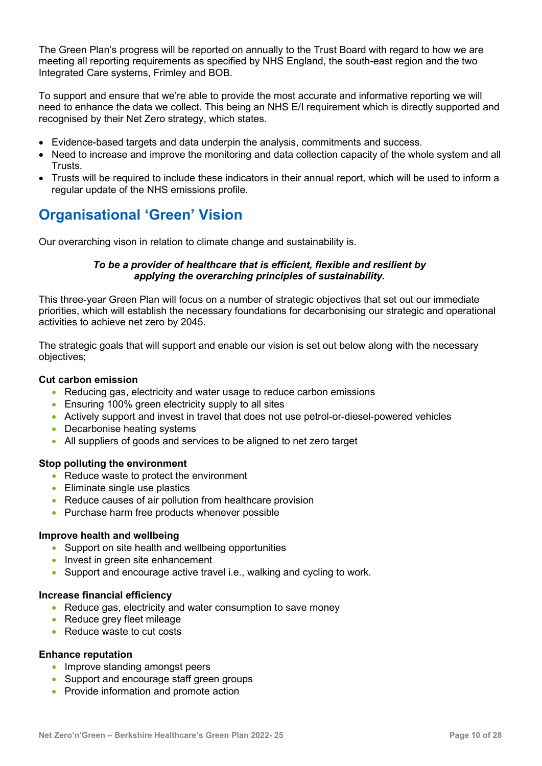The Green Plan's progress will be reported on annually to the Trust Board with regard to how we are meeting all reporting requirements as specified by NHS England, the south-east region and the two Integrated Care systems, Frimley and BOB.

To support and ensure that we're able to provide the most accurate and informative reporting we will need to enhance the data we collect. This being an NHS E/I requirement which is directly supported and recognised by their Net Zero strategy, which states.

- Evidence-based targets and data underpin the analysis, commitments and success.
- Need to increase and improve the monitoring and data collection capacity of the whole system and all Trusts.
- Trusts will be required to include these indicators in their annual report, which will be used to inform a regular update of the NHS emissions profile.

## Organisational 'Green' Vision

Our overarching vison in relation to climate change and sustainability is.

***To be a provider of healthcare that is efficient, flexible and resilient by applying the overarching principles of sustainability.***

This three-year Green Plan will focus on a number of strategic objectives that set out our immediate priorities, which will establish the necessary foundations for decarbonising our strategic and operational activities to achieve net zero by 2045.

The strategic goals that will support and enable our vision is set out below along with the necessary objectives;

**Cut carbon emission**

- Reducing gas, electricity and water usage to reduce carbon emissions
- Ensuring 100% green electricity supply to all sites
- Actively support and invest in travel that does not use petrol-or-diesel-powered vehicles
- Decarbonise heating systems
- All suppliers of goods and services to be aligned to net zero target

**Stop polluting the environment**

- Reduce waste to protect the environment
- Eliminate single use plastics
- Reduce causes of air pollution from healthcare provision
- Purchase harm free products whenever possible

**Improve health and wellbeing**

- Support on site health and wellbeing opportunities
- Invest in green site enhancement
- Support and encourage active travel i.e., walking and cycling to work.

**Increase financial efficiency**

- Reduce gas, electricity and water consumption to save money
- Reduce grey fleet mileage
- Reduce waste to cut costs

**Enhance reputation**

- Improve standing amongst peers
- Support and encourage staff green groups
- Provide information and promote action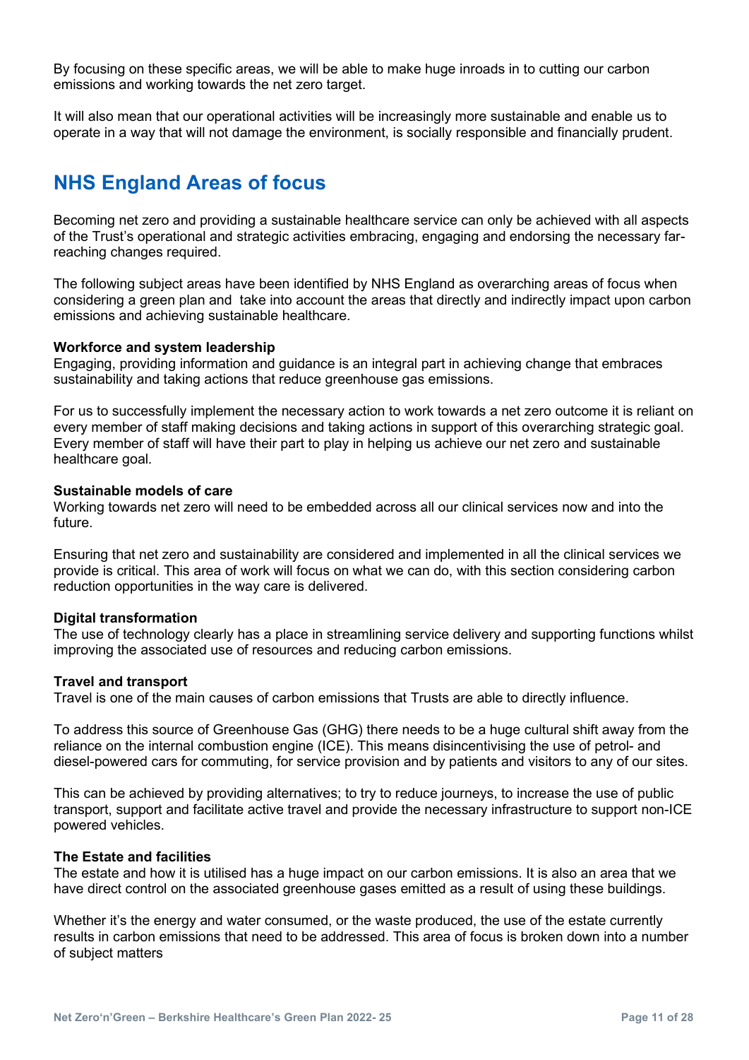By focusing on these specific areas, we will be able to make huge inroads in to cutting our carbon emissions and working towards the net zero target.

It will also mean that our operational activities will be increasingly more sustainable and enable us to operate in a way that will not damage the environment, is socially responsible and financially prudent.

## NHS England Areas of focus

Becoming net zero and providing a sustainable healthcare service can only be achieved with all aspects of the Trust's operational and strategic activities embracing, engaging and endorsing the necessary far-reaching changes required.

The following subject areas have been identified by NHS England as overarching areas of focus when considering a green plan and take into account the areas that directly and indirectly impact upon carbon emissions and achieving sustainable healthcare.

**Workforce and system leadership**
Engaging, providing information and guidance is an integral part in achieving change that embraces sustainability and taking actions that reduce greenhouse gas emissions.

For us to successfully implement the necessary action to work towards a net zero outcome it is reliant on every member of staff making decisions and taking actions in support of this overarching strategic goal. Every member of staff will have their part to play in helping us achieve our net zero and sustainable healthcare goal.

**Sustainable models of care**
Working towards net zero will need to be embedded across all our clinical services now and into the future.

Ensuring that net zero and sustainability are considered and implemented in all the clinical services we provide is critical. This area of work will focus on what we can do, with this section considering carbon reduction opportunities in the way care is delivered.

**Digital transformation**
The use of technology clearly has a place in streamlining service delivery and supporting functions whilst improving the associated use of resources and reducing carbon emissions.

**Travel and transport**
Travel is one of the main causes of carbon emissions that Trusts are able to directly influence.

To address this source of Greenhouse Gas (GHG) there needs to be a huge cultural shift away from the reliance on the internal combustion engine (ICE). This means disincentivising the use of petrol- and diesel-powered cars for commuting, for service provision and by patients and visitors to any of our sites.

This can be achieved by providing alternatives; to try to reduce journeys, to increase the use of public transport, support and facilitate active travel and provide the necessary infrastructure to support non-ICE powered vehicles.

**The Estate and facilities**
The estate and how it is utilised has a huge impact on our carbon emissions. It is also an area that we have direct control on the associated greenhouse gases emitted as a result of using these buildings.

Whether it's the energy and water consumed, or the waste produced, the use of the estate currently results in carbon emissions that need to be addressed. This area of focus is broken down into a number of subject matters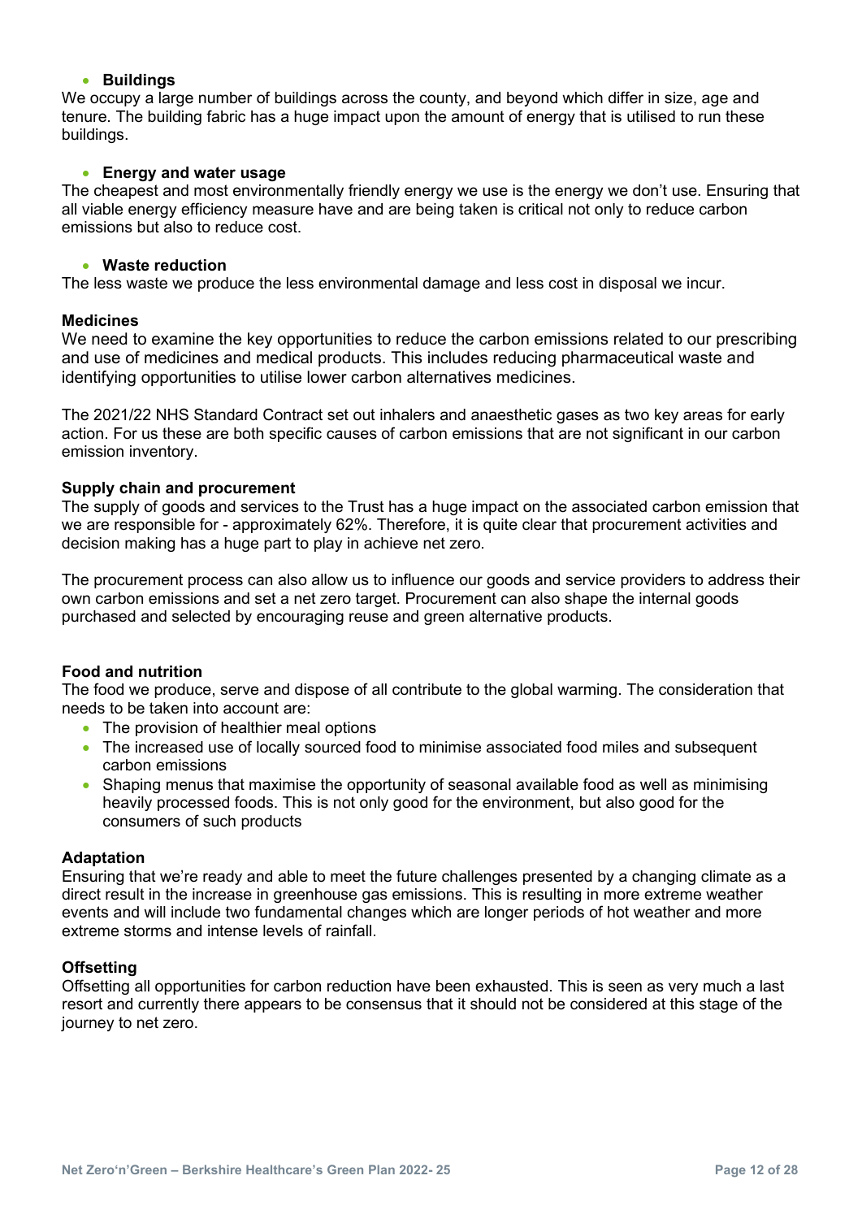- **Buildings**

We occupy a large number of buildings across the county, and beyond which differ in size, age and tenure. The building fabric has a huge impact upon the amount of energy that is utilised to run these buildings.

- **Energy and water usage**

The cheapest and most environmentally friendly energy we use is the energy we don't use. Ensuring that all viable energy efficiency measure have and are being taken is critical not only to reduce carbon emissions but also to reduce cost.

- **Waste reduction**

The less waste we produce the less environmental damage and less cost in disposal we incur.

**Medicines**

We need to examine the key opportunities to reduce the carbon emissions related to our prescribing and use of medicines and medical products. This includes reducing pharmaceutical waste and identifying opportunities to utilise lower carbon alternatives medicines.

The 2021/22 NHS Standard Contract set out inhalers and anaesthetic gases as two key areas for early action. For us these are both specific causes of carbon emissions that are not significant in our carbon emission inventory.

**Supply chain and procurement**

The supply of goods and services to the Trust has a huge impact on the associated carbon emission that we are responsible for - approximately 62%. Therefore, it is quite clear that procurement activities and decision making has a huge part to play in achieve net zero.

The procurement process can also allow us to influence our goods and service providers to address their own carbon emissions and set a net zero target. Procurement can also shape the internal goods purchased and selected by encouraging reuse and green alternative products.

**Food and nutrition**

The food we produce, serve and dispose of all contribute to the global warming. The consideration that needs to be taken into account are:

- The provision of healthier meal options
- The increased use of locally sourced food to minimise associated food miles and subsequent carbon emissions
- Shaping menus that maximise the opportunity of seasonal available food as well as minimising heavily processed foods. This is not only good for the environment, but also good for the consumers of such products

**Adaptation**

Ensuring that we're ready and able to meet the future challenges presented by a changing climate as a direct result in the increase in greenhouse gas emissions. This is resulting in more extreme weather events and will include two fundamental changes which are longer periods of hot weather and more extreme storms and intense levels of rainfall.

**Offsetting**

Offsetting all opportunities for carbon reduction have been exhausted. This is seen as very much a last resort and currently there appears to be consensus that it should not be considered at this stage of the journey to net zero.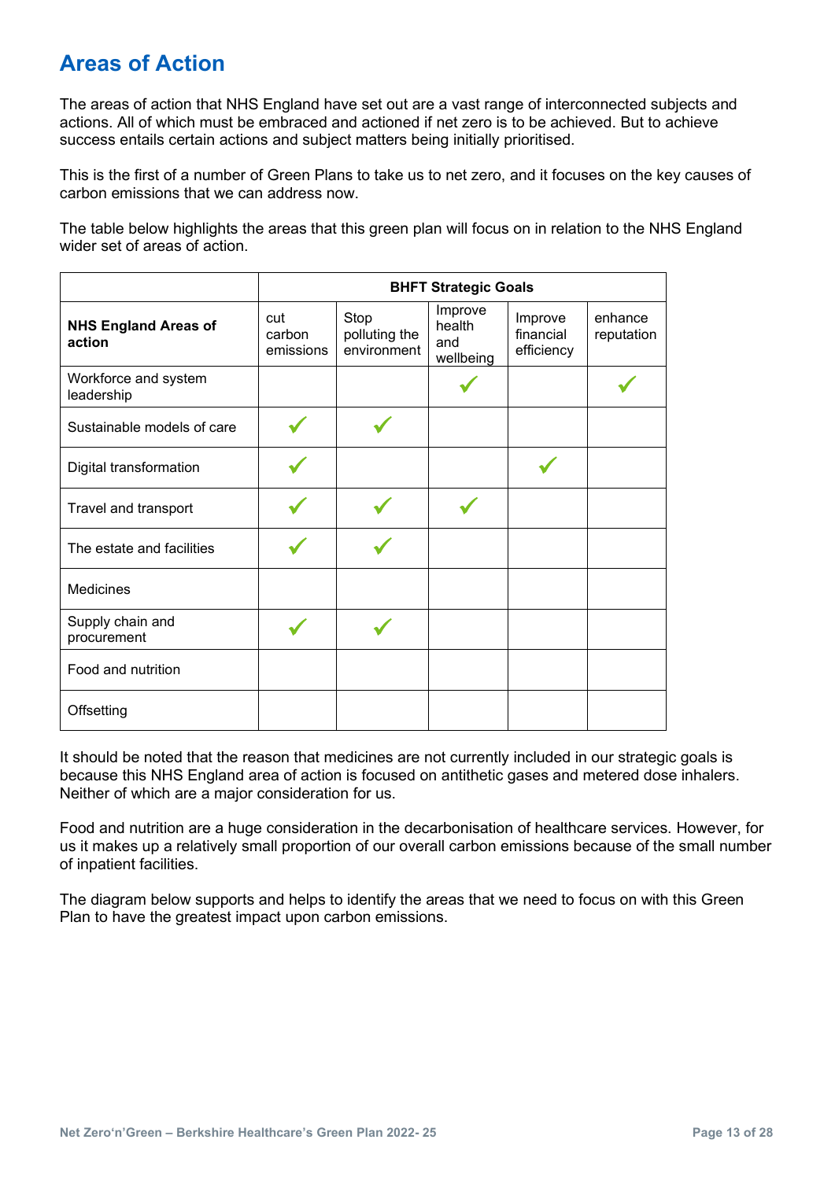## Areas of Action

The areas of action that NHS England have set out are a vast range of interconnected subjects and actions. All of which must be embraced and actioned if net zero is to be achieved. But to achieve success entails certain actions and subject matters being initially prioritised.

This is the first of a number of Green Plans to take us to net zero, and it focuses on the key causes of carbon emissions that we can address now.

The table below highlights the areas that this green plan will focus on in relation to the NHS England wider set of areas of action.

| | **BHFT Strategic Goals** | | | | |
|---|---|---|---|---|---|
| **NHS England Areas of action** | cut carbon emissions | Stop polluting the environment | Improve health and wellbeing | Improve financial efficiency | enhance reputation |
| Workforce and system leadership | | | ✓ | | ✓ |
| Sustainable models of care | ✓ | ✓ | | | |
| Digital transformation | ✓ | | | ✓ | |
| Travel and transport | ✓ | ✓ | ✓ | | |
| The estate and facilities | ✓ | ✓ | | | |
| Medicines | | | | | |
| Supply chain and procurement | ✓ | ✓ | | | |
| Food and nutrition | | | | | |
| Offsetting | | | | | |

It should be noted that the reason that medicines are not currently included in our strategic goals is because this NHS England area of action is focused on antithetic gases and metered dose inhalers. Neither of which are a major consideration for us.

Food and nutrition are a huge consideration in the decarbonisation of healthcare services. However, for us it makes up a relatively small proportion of our overall carbon emissions because of the small number of inpatient facilities.

The diagram below supports and helps to identify the areas that we need to focus on with this Green Plan to have the greatest impact upon carbon emissions.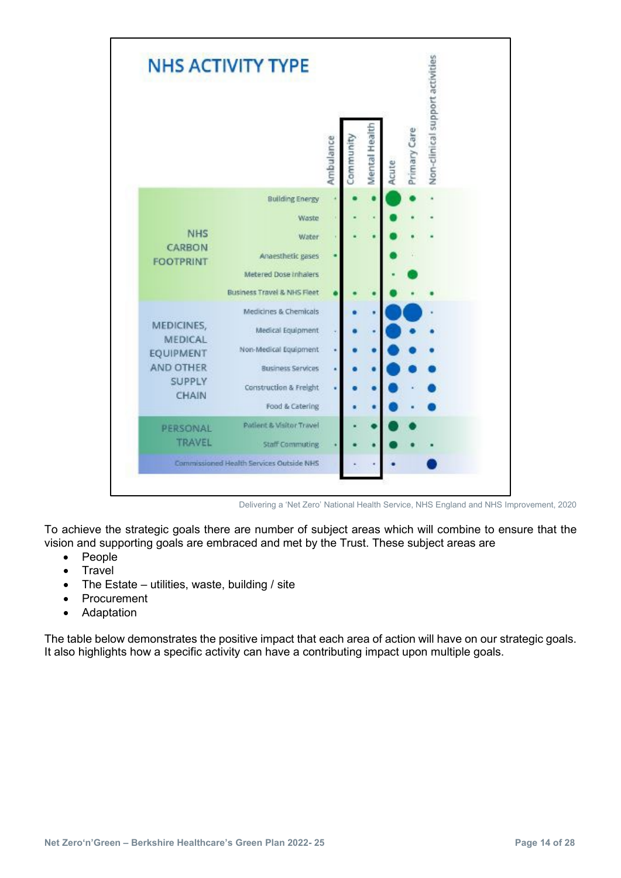## NHS ACTIVITY TYPE

| | | Ambulance | Community | Mental Health | Acute | Primary Care | Non-clinical support activities |
|---|---|---|---|---|---|---|---|
| NHS CARBON FOOTPRINT | Building Energy | · | • | • | ● | • | · |
| | Waste | · | · | · | • | · | · |
| | Water | · | · | • | • | · | · |
| | Anaesthetic gases | • | | | • | · | |
| | Metered Dose Inhalers | | | | · | • | |
| | Business Travel & NHS Fleet | • | • | • | • | · | • |
| MEDICINES, MEDICAL EQUIPMENT AND OTHER SUPPLY CHAIN | Medicines & Chemicals | | • | · | ● | ● | · |
| | Medical Equipment | · | • | · | ● | • | • |
| | Non-Medical Equipment | · | • | • | ● | • | • |
| | Business Services | · | • | • | ● | • | • |
| | Construction & Freight | · | • | • | • | · | • |
| | Food & Catering | | • | • | • | · | • |
| PERSONAL TRAVEL | Patient & Visitor Travel | | · | • | • | • | |
| | Staff Commuting | · | • | • | • | • | · |
| Commissioned Health Services Outside NHS | | | · | · | • | | • |

Delivering a 'Net Zero' National Health Service, NHS England and NHS Improvement, 2020

To achieve the strategic goals there are number of subject areas which will combine to ensure that the vision and supporting goals are embraced and met by the Trust. These subject areas are

- People
- Travel
- The Estate – utilities, waste, building / site
- Procurement
- Adaptation

The table below demonstrates the positive impact that each area of action will have on our strategic goals. It also highlights how a specific activity can have a contributing impact upon multiple goals.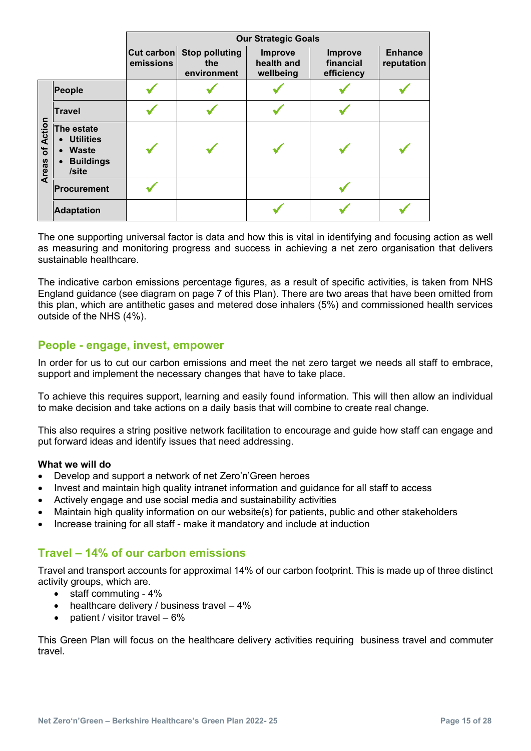| Areas of Action | Cut carbon emissions | Stop polluting the environment | Improve health and wellbeing | Improve financial efficiency | Enhance reputation |
|---|---|---|---|---|---|
| | **Our Strategic Goals** | | | | |
| People | ✓ | ✓ | ✓ | ✓ | ✓ |
| Travel | ✓ | ✓ | ✓ | ✓ | |
| The estate<br>• Utilities<br>• Waste<br>• Buildings /site | ✓ | ✓ | ✓ | ✓ | ✓ |
| Procurement | ✓ | | | ✓ | |
| Adaptation | | | ✓ | ✓ | ✓ |

The one supporting universal factor is data and how this is vital in identifying and focusing action as well as measuring and monitoring progress and success in achieving a net zero organisation that delivers sustainable healthcare.

The indicative carbon emissions percentage figures, as a result of specific activities, is taken from NHS England guidance (see diagram on page 7 of this Plan). There are two areas that have been omitted from this plan, which are antithetic gases and metered dose inhalers (5%) and commissioned health services outside of the NHS (4%).

## People - engage, invest, empower

In order for us to cut our carbon emissions and meet the net zero target we needs all staff to embrace, support and implement the necessary changes that have to take place.

To achieve this requires support, learning and easily found information. This will then allow an individual to make decision and take actions on a daily basis that will combine to create real change.

This also requires a string positive network facilitation to encourage and guide how staff can engage and put forward ideas and identify issues that need addressing.

**What we will do**

- Develop and support a network of net Zero'n'Green heroes
- Invest and maintain high quality intranet information and guidance for all staff to access
- Actively engage and use social media and sustainability activities
- Maintain high quality information on our website(s) for patients, public and other stakeholders
- Increase training for all staff - make it mandatory and include at induction

## Travel – 14% of our carbon emissions

Travel and transport accounts for approximal 14% of our carbon footprint. This is made up of three distinct activity groups, which are.

- staff commuting - 4%
- healthcare delivery / business travel – 4%
- patient / visitor travel – 6%

This Green Plan will focus on the healthcare delivery activities requiring business travel and commuter travel.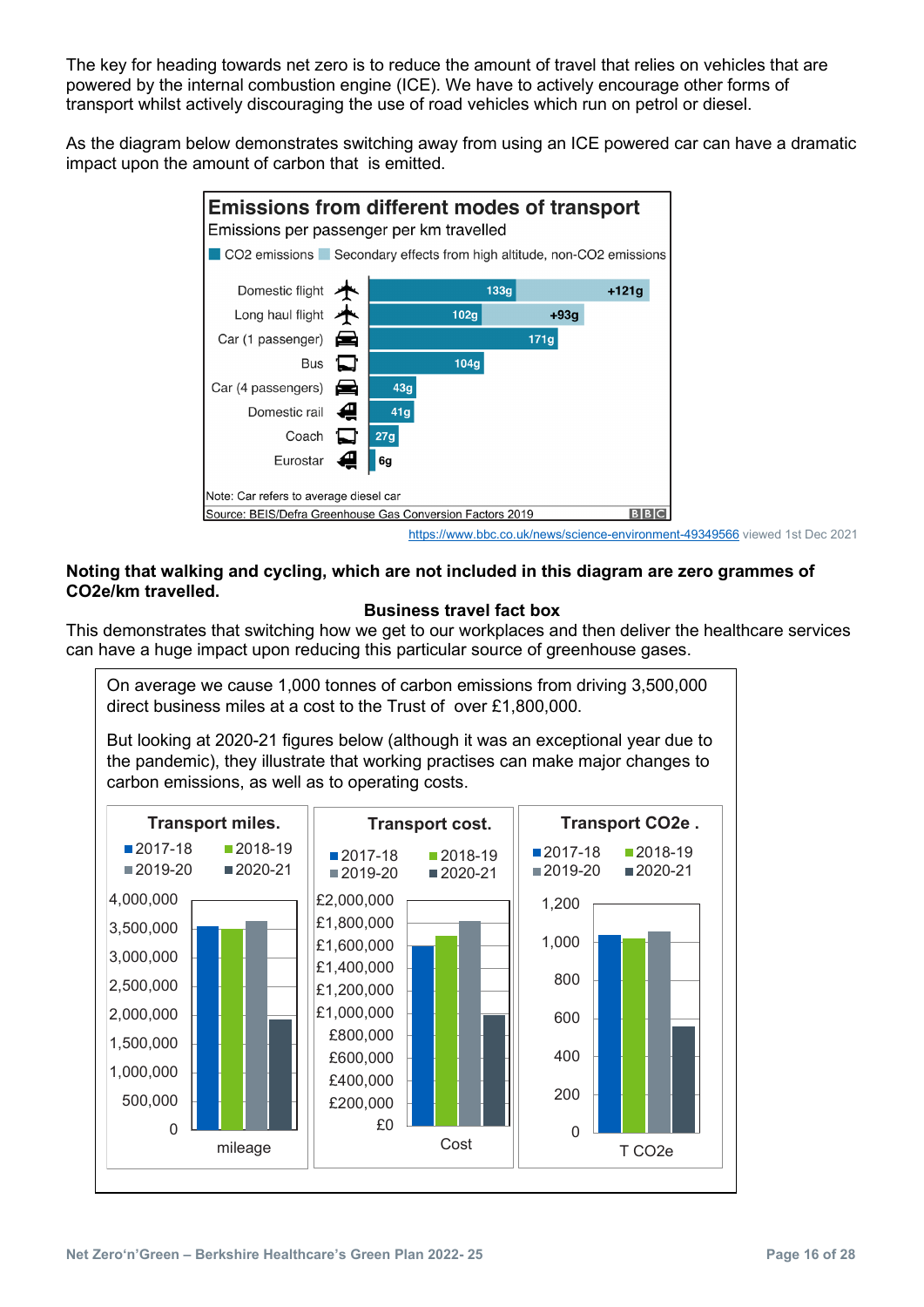The key for heading towards net zero is to reduce the amount of travel that relies on vehicles that are powered by the internal combustion engine (ICE). We have to actively encourage other forms of transport whilst actively discouraging the use of road vehicles which run on petrol or diesel.

As the diagram below demonstrates switching away from using an ICE powered car can have a dramatic impact upon the amount of carbon that is emitted.

**Emissions from different modes of transport**

Emissions per passenger per km travelled

| Mode | $CO_2$ emissions | Secondary effects from high altitude, non-$CO_2$ emissions |
|---|---|---|
| Domestic flight | 133g | +121g |
| Long haul flight | 102g | +93g |
| Car (1 passenger) | 171g | |
| Bus | 104g | |
| Car (4 passengers) | 43g | |
| Domestic rail | 41g | |
| Coach | 27g | |
| Eurostar | 6g | |

Note: Car refers to average diesel car

Source: BEIS/Defra Greenhouse Gas Conversion Factors 2019

https://www.bbc.co.uk/news/science-environment-49349566 viewed 1st Dec 2021

**Noting that walking and cycling, which are not included in this diagram are zero grammes of CO2e/km travelled.**

**Business travel fact box**

This demonstrates that switching how we get to our workplaces and then deliver the healthcare services can have a huge impact upon reducing this particular source of greenhouse gases.

On average we cause 1,000 tonnes of carbon emissions from driving 3,500,000 direct business miles at a cost to the Trust of over £1,800,000.

But looking at 2020-21 figures below (although it was an exceptional year due to the pandemic), they illustrate that working practises can make major changes to carbon emissions, as well as to operating costs.

**Transport miles.** (2017-18, 2018-19, 2019-20, 2020-21) — mileage

**Transport cost.** (2017-18, 2018-19, 2019-20, 2020-21) — Cost

**Transport CO2e .** (2017-18, 2018-19, 2019-20, 2020-21) — T CO2e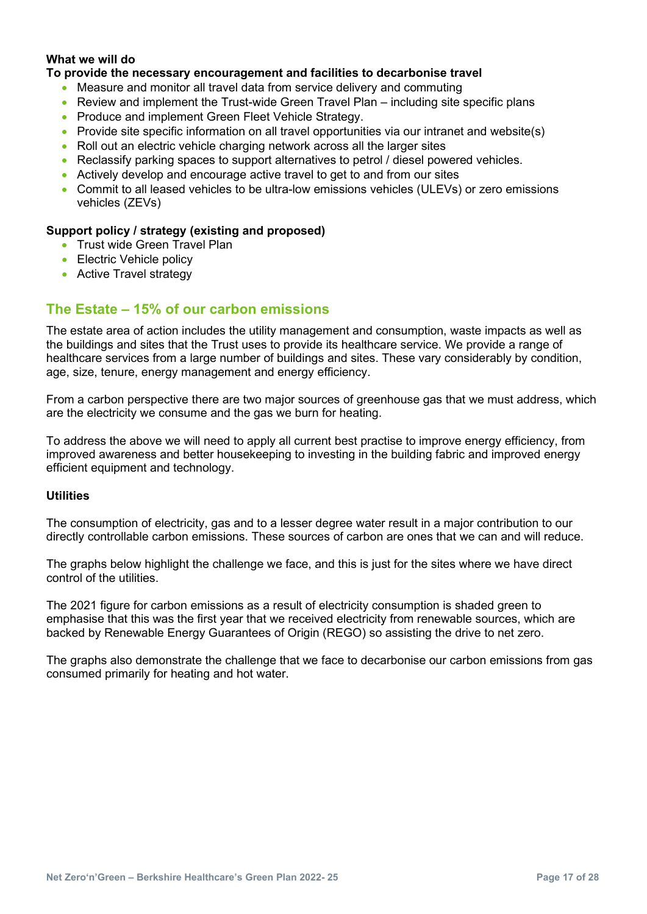**What we will do**

**To provide the necessary encouragement and facilities to decarbonise travel**

- Measure and monitor all travel data from service delivery and commuting
- Review and implement the Trust-wide Green Travel Plan – including site specific plans
- Produce and implement Green Fleet Vehicle Strategy.
- Provide site specific information on all travel opportunities via our intranet and website(s)
- Roll out an electric vehicle charging network across all the larger sites
- Reclassify parking spaces to support alternatives to petrol / diesel powered vehicles.
- Actively develop and encourage active travel to get to and from our sites
- Commit to all leased vehicles to be ultra-low emissions vehicles (ULEVs) or zero emissions vehicles (ZEVs)

**Support policy / strategy (existing and proposed)**

- Trust wide Green Travel Plan
- Electric Vehicle policy
- Active Travel strategy

## The Estate – 15% of our carbon emissions

The estate area of action includes the utility management and consumption, waste impacts as well as the buildings and sites that the Trust uses to provide its healthcare service. We provide a range of healthcare services from a large number of buildings and sites. These vary considerably by condition, age, size, tenure, energy management and energy efficiency.

From a carbon perspective there are two major sources of greenhouse gas that we must address, which are the electricity we consume and the gas we burn for heating.

To address the above we will need to apply all current best practise to improve energy efficiency, from improved awareness and better housekeeping to investing in the building fabric and improved energy efficient equipment and technology.

**Utilities**

The consumption of electricity, gas and to a lesser degree water result in a major contribution to our directly controllable carbon emissions. These sources of carbon are ones that we can and will reduce.

The graphs below highlight the challenge we face, and this is just for the sites where we have direct control of the utilities.

The 2021 figure for carbon emissions as a result of electricity consumption is shaded green to emphasise that this was the first year that we received electricity from renewable sources, which are backed by Renewable Energy Guarantees of Origin (REGO) so assisting the drive to net zero.

The graphs also demonstrate the challenge that we face to decarbonise our carbon emissions from gas consumed primarily for heating and hot water.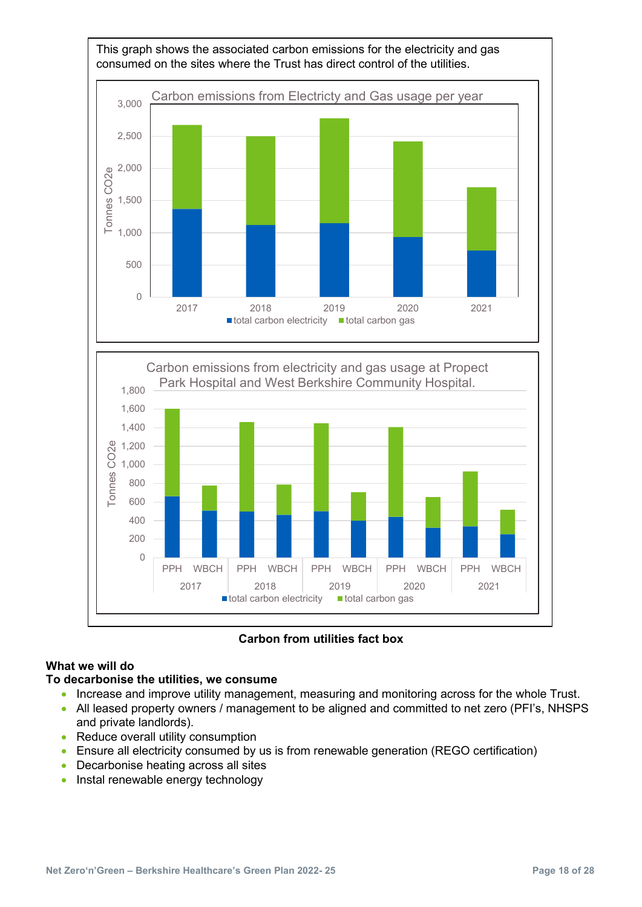This graph shows the associated carbon emissions for the electricity and gas consumed on the sites where the Trust has direct control of the utilities.

Carbon emissions from Electricty and Gas usage per year

Carbon emissions from electricity and gas usage at Propect Park Hospital and West Berkshire Community Hospital.

**Carbon from utilities fact box**

**What we will do**
**To decarbonise the utilities, we consume**

- Increase and improve utility management, measuring and monitoring across for the whole Trust.
- All leased property owners / management to be aligned and committed to net zero (PFI's, NHSPS and private landlords).
- Reduce overall utility consumption
- Ensure all electricity consumed by us is from renewable generation (REGO certification)
- Decarbonise heating across all sites
- Instal renewable energy technology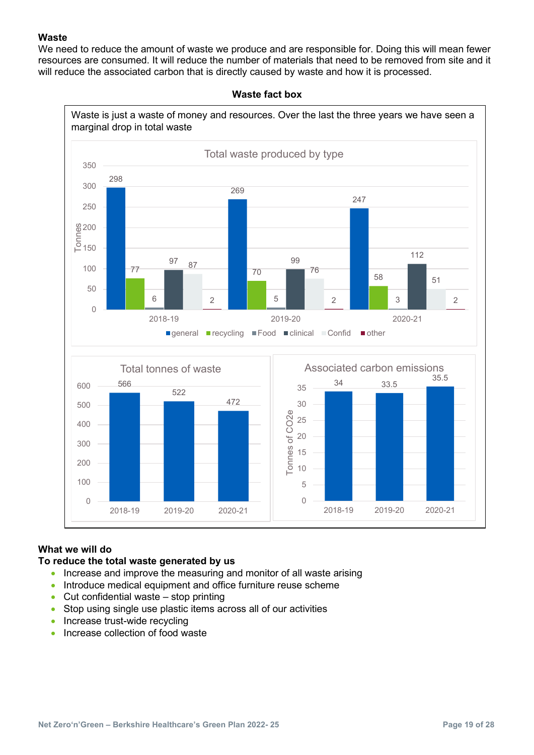## Waste

We need to reduce the amount of waste we produce and are responsible for. Doing this will mean fewer resources are consumed. It will reduce the number of materials that need to be removed from site and it will reduce the associated carbon that is directly caused by waste and how it is processed.

**Waste fact box**

Waste is just a waste of money and resources. Over the last the three years we have seen a marginal drop in total waste

**Total waste produced by type** (Tonnes)

| | general | recycling | Food | clinical | Confid | other |
|---|---|---|---|---|---|---|
| 2018-19 | 298 | 77 | 6 | 97 | 87 | 2 |
| 2019-20 | 269 | 70 | 5 | 99 | 76 | 2 |
| 2020-21 | 247 | 58 | 3 | 112 | 51 | 2 |

**Total tonnes of waste**

| | Total tonnes of waste |
|---|---|
| 2018-19 | 566 |
| 2019-20 | 522 |
| 2020-21 | 472 |

**Associated carbon emissions** (Tonnes of CO2e)

| | Tonnes of CO2e |
|---|---|
| 2018-19 | 34 |
| 2019-20 | 33.5 |
| 2020-21 | 35.5 |

### What we will do

**To reduce the total waste generated by us**

- Increase and improve the measuring and monitor of all waste arising
- Introduce medical equipment and office furniture reuse scheme
- Cut confidential waste – stop printing
- Stop using single use plastic items across all of our activities
- Increase trust-wide recycling
- Increase collection of food waste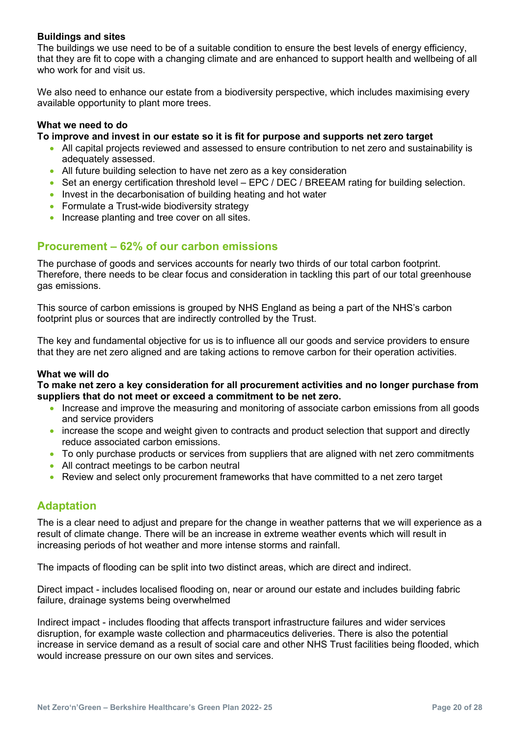**Buildings and sites**

The buildings we use need to be of a suitable condition to ensure the best levels of energy efficiency, that they are fit to cope with a changing climate and are enhanced to support health and wellbeing of all who work for and visit us.

We also need to enhance our estate from a biodiversity perspective, which includes maximising every available opportunity to plant more trees.

**What we need to do**

**To improve and invest in our estate so it is fit for purpose and supports net zero target**

- All capital projects reviewed and assessed to ensure contribution to net zero and sustainability is adequately assessed.
- All future building selection to have net zero as a key consideration
- Set an energy certification threshold level – EPC / DEC / BREEAM rating for building selection.
- Invest in the decarbonisation of building heating and hot water
- Formulate a Trust-wide biodiversity strategy
- Increase planting and tree cover on all sites.

## Procurement – 62% of our carbon emissions

The purchase of goods and services accounts for nearly two thirds of our total carbon footprint. Therefore, there needs to be clear focus and consideration in tackling this part of our total greenhouse gas emissions.

This source of carbon emissions is grouped by NHS England as being a part of the NHS's carbon footprint plus or sources that are indirectly controlled by the Trust.

The key and fundamental objective for us is to influence all our goods and service providers to ensure that they are net zero aligned and are taking actions to remove carbon for their operation activities.

**What we will do**

**To make net zero a key consideration for all procurement activities and no longer purchase from suppliers that do not meet or exceed a commitment to be net zero.**

- Increase and improve the measuring and monitoring of associate carbon emissions from all goods and service providers
- increase the scope and weight given to contracts and product selection that support and directly reduce associated carbon emissions.
- To only purchase products or services from suppliers that are aligned with net zero commitments
- All contract meetings to be carbon neutral
- Review and select only procurement frameworks that have committed to a net zero target

## Adaptation

The is a clear need to adjust and prepare for the change in weather patterns that we will experience as a result of climate change. There will be an increase in extreme weather events which will result in increasing periods of hot weather and more intense storms and rainfall.

The impacts of flooding can be split into two distinct areas, which are direct and indirect.

Direct impact - includes localised flooding on, near or around our estate and includes building fabric failure, drainage systems being overwhelmed

Indirect impact - includes flooding that affects transport infrastructure failures and wider services disruption, for example waste collection and pharmaceutics deliveries. There is also the potential increase in service demand as a result of social care and other NHS Trust facilities being flooded, which would increase pressure on our own sites and services.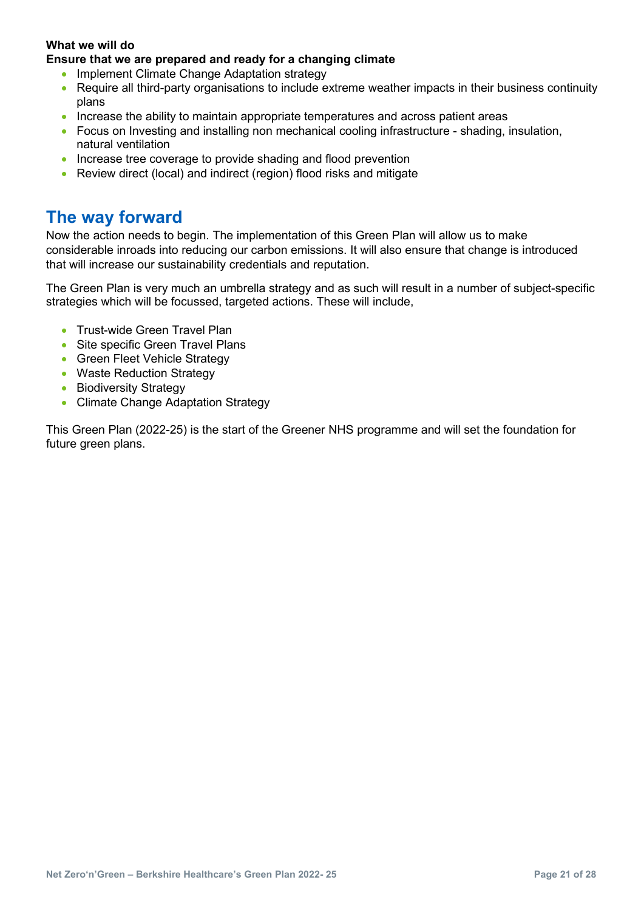**What we will do**

**Ensure that we are prepared and ready for a changing climate**

- Implement Climate Change Adaptation strategy
- Require all third-party organisations to include extreme weather impacts in their business continuity plans
- Increase the ability to maintain appropriate temperatures and across patient areas
- Focus on Investing and installing non mechanical cooling infrastructure - shading, insulation, natural ventilation
- Increase tree coverage to provide shading and flood prevention
- Review direct (local) and indirect (region) flood risks and mitigate

## The way forward

Now the action needs to begin. The implementation of this Green Plan will allow us to make considerable inroads into reducing our carbon emissions. It will also ensure that change is introduced that will increase our sustainability credentials and reputation.

The Green Plan is very much an umbrella strategy and as such will result in a number of subject-specific strategies which will be focussed, targeted actions. These will include,

- Trust-wide Green Travel Plan
- Site specific Green Travel Plans
- Green Fleet Vehicle Strategy
- Waste Reduction Strategy
- Biodiversity Strategy
- Climate Change Adaptation Strategy

This Green Plan (2022-25) is the start of the Greener NHS programme and will set the foundation for future green plans.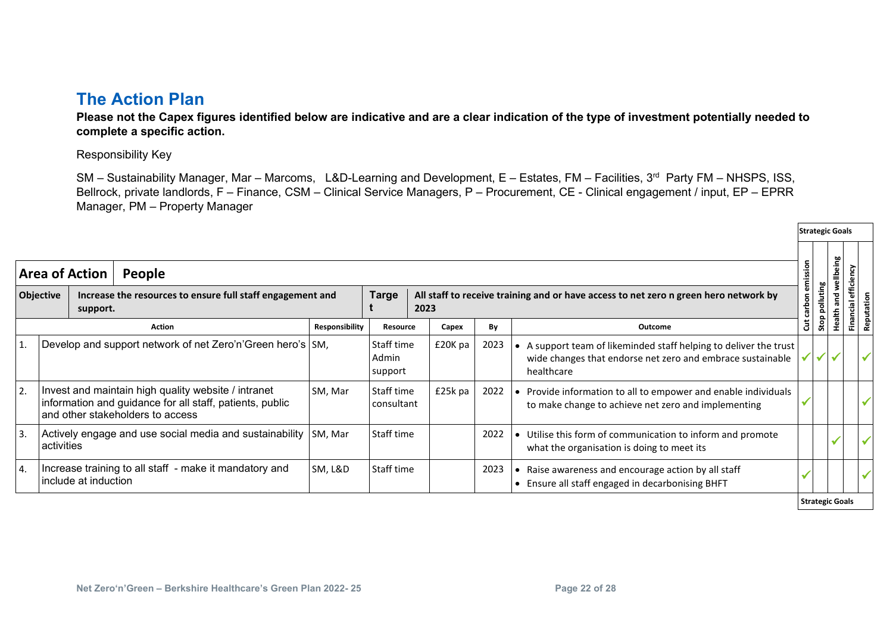## The Action Plan

**Please not the Capex figures identified below are indicative and are a clear indication of the type of investment potentially needed to complete a specific action.**

Responsibility Key

SM – Sustainability Manager, Mar – Marcoms, L&D-Learning and Development, E – Estates, FM – Facilities, 3rd Party FM – NHSPS, ISS, Bellrock, private landlords, F – Finance, CSM – Clinical Service Managers, P – Procurement, CE - Clinical engagement / input, EP – EPRR Manager, PM – Property Manager

**Area of Action: People**

**Objective:** Increase the resources to ensure full staff engagement and support.

**Target:** All staff to receive training and or have access to net zero n green hero network by 2023

| | Action | Responsibility | Resource | Capex | By | Outcome | Cut carbon emission | Stop polluting | Health and wellbeing | Financial efficiency | Reputation |
|---|---|---|---|---|---|---|---|---|---|---|---|
| 1. | Develop and support network of net Zero'n'Green hero's | SM, | Staff time Admin support | £20K pa | 2023 | • A support team of likeminded staff helping to deliver the trust wide changes that endorse net zero and embrace sustainable healthcare | ✓ | ✓ | ✓ | | ✓ |
| 2. | Invest and maintain high quality website / intranet information and guidance for all staff, patients, public and other stakeholders to access | SM, Mar | Staff time consultant | £25k pa | 2022 | • Provide information to all to empower and enable individuals to make change to achieve net zero and implementing | ✓ | | | | ✓ |
| 3. | Actively engage and use social media and sustainability activities | SM, Mar | Staff time | | 2022 | • Utilise this form of communication to inform and promote what the organisation is doing to meet its | | | ✓ | | ✓ |
| 4. | Increase training to all staff - make it mandatory and include at induction | SM, L&D | Staff time | | 2023 | • Raise awareness and encourage action by all staff<br>• Ensure all staff engaged in decarbonising BHFT | ✓ | | | | ✓ |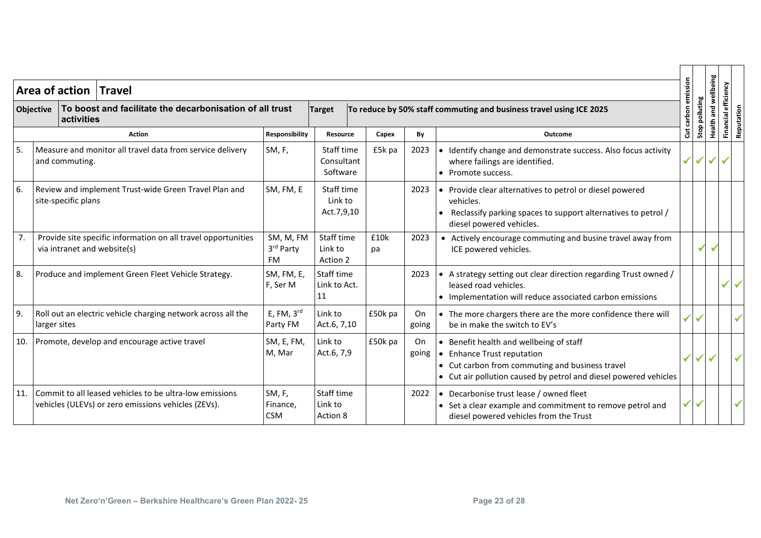**Area of action:** Travel

**Objective:** To boost and facilitate the decarbonisation of all trust activities

**Target:** To reduce by 50% staff commuting and business travel using ICE 2025

| | Action | Responsibility | Resource | Capex | By | Outcome | Cut carbon emission | Stop polluting | Health and wellbeing | Financial efficiency | Reputation |
|---|---|---|---|---|---|---|---|---|---|---|---|
| 5. | Measure and monitor all travel data from service delivery and commuting. | SM, F, | Staff time<br>Consultant<br>Software | £5k pa | 2023 | • Identify change and demonstrate success. Also focus activity where failings are identified.<br>• Promote success. | ✓ | ✓ | ✓ | ✓ | |
| 6. | Review and implement Trust-wide Green Travel Plan and site-specific plans | SM, FM, E | Staff time<br>Link to Act.7,9,10 | | 2023 | • Provide clear alternatives to petrol or diesel powered vehicles.<br>• Reclassify parking spaces to support alternatives to petrol / diesel powered vehicles. | | | | | |
| 7. | Provide site specific information on all travel opportunities via intranet and website(s) | SM, M, FM<br>3rd Party FM | Staff time<br>Link to Action 2 | £10k pa | 2023 | • Actively encourage commuting and busine travel away from ICE powered vehicles. | | ✓ | ✓ | | |
| 8. | Produce and implement Green Fleet Vehicle Strategy. | SM, FM, E, F, Ser M | Staff time<br>Link to Act. 11 | | 2023 | • A strategy setting out clear direction regarding Trust owned / leased road vehicles.<br>• Implementation will reduce associated carbon emissions | | | | ✓ | ✓ |
| 9. | Roll out an electric vehicle charging network across all the larger sites | E, FM, 3rd Party FM | Link to Act.6, 7,10 | £50k pa | On going | • The more chargers there are the more confidence there will be in make the switch to EV's | ✓ | ✓ | | | ✓ |
| 10. | Promote, develop and encourage active travel | SM, E, FM, M, Mar | Link to Act.6, 7,9 | £50k pa | On going | • Benefit health and wellbeing of staff<br>• Enhance Trust reputation<br>• Cut carbon from commuting and business travel<br>• Cut air pollution caused by petrol and diesel powered vehicles | ✓ | ✓ | ✓ | | ✓ |
| 11. | Commit to all leased vehicles to be ultra-low emissions vehicles (ULEVs) or zero emissions vehicles (ZEVs). | SM, F, Finance, CSM | Staff time<br>Link to Action 8 | | 2022 | • Decarbonise trust lease / owned fleet<br>• Set a clear example and commitment to remove petrol and diesel powered vehicles from the Trust | ✓ | ✓ | | | ✓ |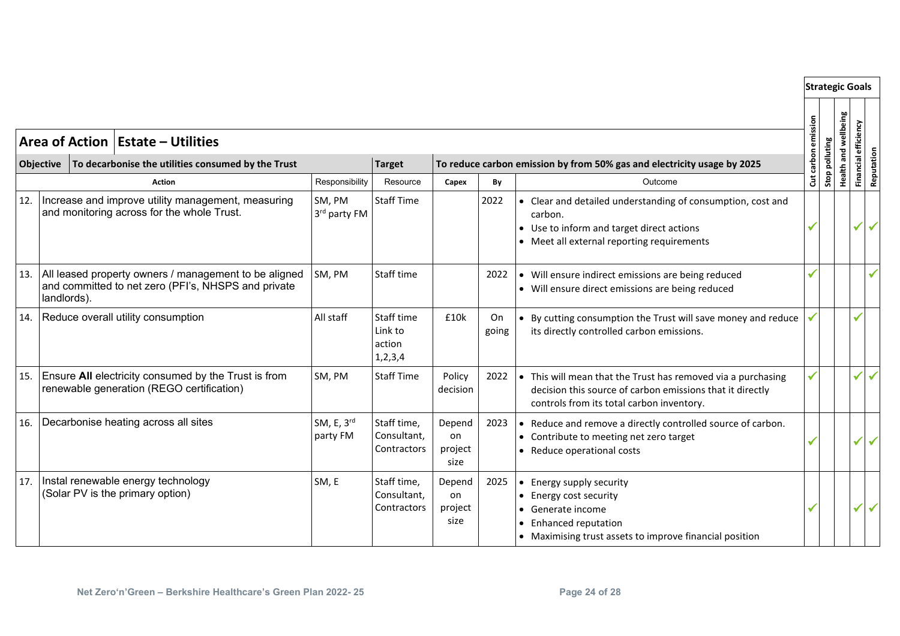| Area of Action | Estate – Utilities | | | | | | | | | | | |
|---|---|---|---|---|---|---|---|---|---|---|---|---|
| **Objective** | **To decarbonise the utilities consumed by the Trust** | | **Target** | **To reduce carbon emission by from 50% gas and electricity usage by 2025** | | | **Strategic Goals** | | | | | |
| | **Action** | Responsibility | Resource | **Capex** | **By** | Outcome | **Cut carbon emission** | **Stop polluting** | **Health and wellbeing** | **Financial efficiency** | **Reputation** |
| 12. | Increase and improve utility management, measuring and monitoring across for the whole Trust. | SM, PM 3rd party FM | Staff Time | | 2022 | • Clear and detailed understanding of consumption, cost and carbon.<br>• Use to inform and target direct actions<br>• Meet all external reporting requirements | ✓ | | | ✓ | ✓ |
| 13. | All leased property owners / management to be aligned and committed to net zero (PFI's, NHSPS and private landlords). | SM, PM | Staff time | | 2022 | • Will ensure indirect emissions are being reduced<br>• Will ensure direct emissions are being reduced | ✓ | | | | ✓ |
| 14. | Reduce overall utility consumption | All staff | Staff time Link to action 1,2,3,4 | £10k | On going | • By cutting consumption the Trust will save money and reduce its directly controlled carbon emissions. | ✓ | | | ✓ | |
| 15. | Ensure **All** electricity consumed by the Trust is from renewable generation (REGO certification) | SM, PM | Staff Time | Policy decision | 2022 | • This will mean that the Trust has removed via a purchasing decision this source of carbon emissions that it directly controls from its total carbon inventory. | ✓ | | | ✓ | ✓ |
| 16. | Decarbonise heating across all sites | SM, E, 3rd party FM | Staff time, Consultant, Contractors | Depend on project size | 2023 | • Reduce and remove a directly controlled source of carbon.<br>• Contribute to meeting net zero target<br>• Reduce operational costs | ✓ | | | ✓ | ✓ |
| 17. | Instal renewable energy technology (Solar PV is the primary option) | SM, E | Staff time, Consultant, Contractors | Depend on project size | 2025 | • Energy supply security<br>• Energy cost security<br>• Generate income<br>• Enhanced reputation<br>• Maximising trust assets to improve financial position | ✓ | | | ✓ | ✓ |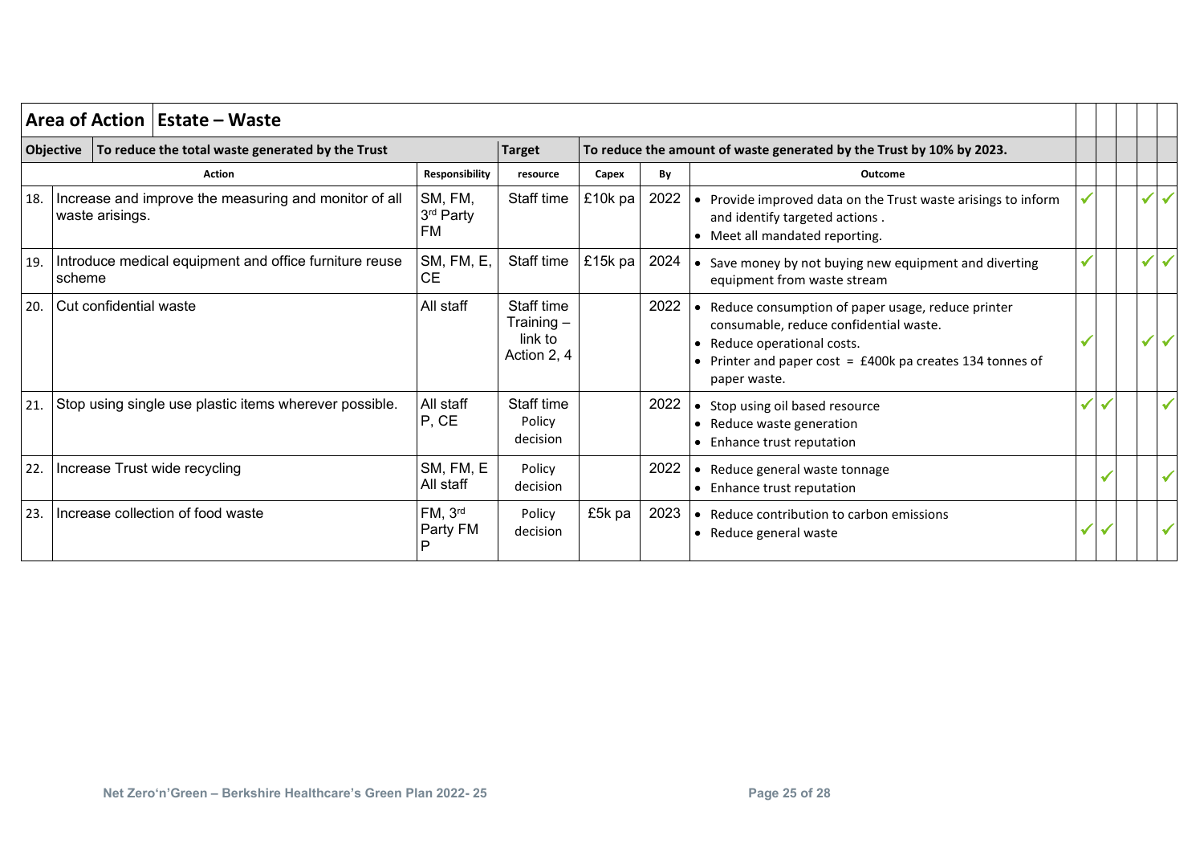| Area of Action | Estate – Waste | | | | | | | | | | |
|---|---|---|---|---|---|---|---|---|---|---|---|
| **Objective** | **To reduce the total waste generated by the Trust** | | **Target** | **To reduce the amount of waste generated by the Trust by 10% by 2023.** | | | | | | | |
| | **Action** | **Responsibility** | **resource** | **Capex** | **By** | **Outcome** | | | | | |
| 18. | Increase and improve the measuring and monitor of all waste arisings. | SM, FM, 3rd Party FM | Staff time | £10k pa | 2022 | • Provide improved data on the Trust waste arisings to inform and identify targeted actions .<br>• Meet all mandated reporting. | ✓ | | | ✓ | ✓ |
| 19. | Introduce medical equipment and office furniture reuse scheme | SM, FM, E, CE | Staff time | £15k pa | 2024 | • Save money by not buying new equipment and diverting equipment from waste stream | ✓ | | | ✓ | ✓ |
| 20. | Cut confidential waste | All staff | Staff time Training – link to Action 2, 4 | | 2022 | • Reduce consumption of paper usage, reduce printer consumable, reduce confidential waste.<br>• Reduce operational costs.<br>• Printer and paper cost = £400k pa creates 134 tonnes of paper waste. | ✓ | | | ✓ | ✓ |
| 21. | Stop using single use plastic items wherever possible. | All staff P, CE | Staff time Policy decision | | 2022 | • Stop using oil based resource<br>• Reduce waste generation<br>• Enhance trust reputation | ✓ | ✓ | | | ✓ |
| 22. | Increase Trust wide recycling | SM, FM, E All staff | Policy decision | | 2022 | • Reduce general waste tonnage<br>• Enhance trust reputation | | ✓ | | | ✓ |
| 23. | Increase collection of food waste | FM, 3rd Party FM P | Policy decision | £5k pa | 2023 | • Reduce contribution to carbon emissions<br>• Reduce general waste | ✓ | ✓ | | | ✓ |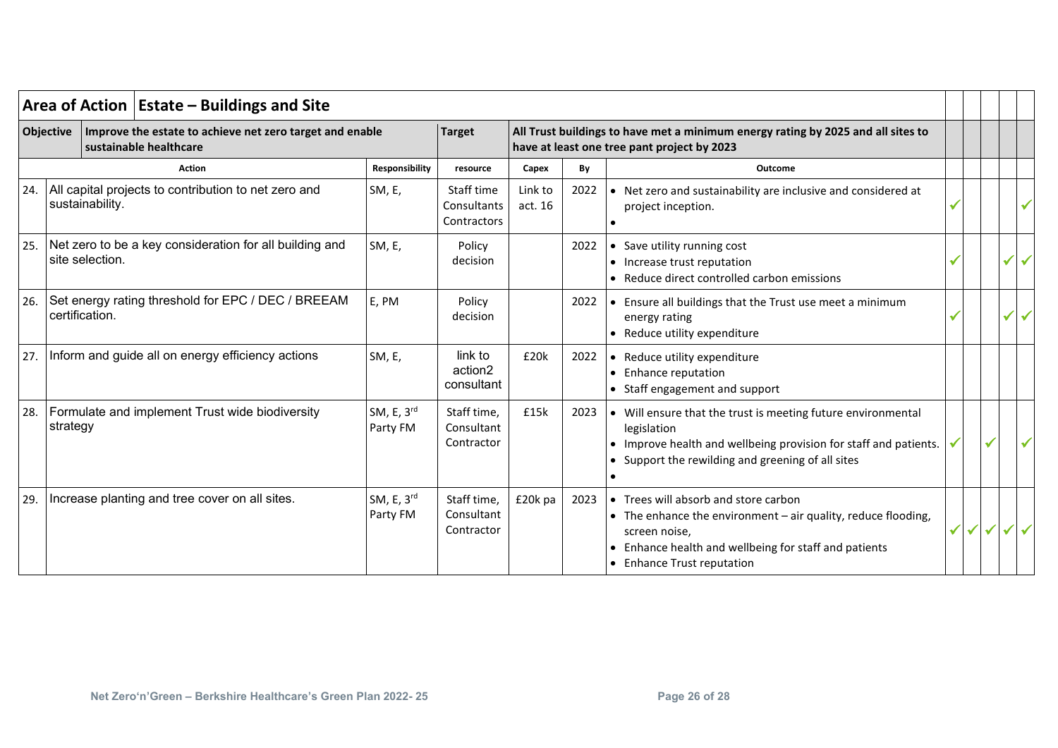| Area of Action | Estate – Buildings and Site | | | | | | | | | | |
|---|---|---|---|---|---|---|---|---|---|---|---|
| **Objective** | **Improve the estate to achieve net zero target and enable sustainable healthcare** | | **Target** | **All Trust buildings to have met a minimum energy rating by 2025 and all sites to have at least one tree pant project by 2023** | | | | | | | |
| | **Action** | **Responsibility** | **resource** | **Capex** | **By** | **Outcome** | | | | | |
| 24. | All capital projects to contribution to net zero and sustainability. | SM, E, | Staff time Consultants Contractors | Link to act. 16 | 2022 | • Net zero and sustainability are inclusive and considered at project inception.<br>• | ✓ | | | | ✓ |
| 25. | Net zero to be a key consideration for all building and site selection. | SM, E, | Policy decision | | 2022 | • Save utility running cost<br>• Increase trust reputation<br>• Reduce direct controlled carbon emissions | ✓ | | | ✓ | ✓ |
| 26. | Set energy rating threshold for EPC / DEC / BREEAM certification. | E, PM | Policy decision | | 2022 | • Ensure all buildings that the Trust use meet a minimum energy rating<br>• Reduce utility expenditure | ✓ | | | ✓ | ✓ |
| 27. | Inform and guide all on energy efficiency actions | SM, E, | link to action2 consultant | £20k | 2022 | • Reduce utility expenditure<br>• Enhance reputation<br>• Staff engagement and support | | | | | |
| 28. | Formulate and implement Trust wide biodiversity strategy | SM, E, 3rd Party FM | Staff time, Consultant Contractor | £15k | 2023 | • Will ensure that the trust is meeting future environmental legislation<br>• Improve health and wellbeing provision for staff and patients.<br>• Support the rewilding and greening of all sites<br>• | ✓ | | ✓ | | ✓ |
| 29. | Increase planting and tree cover on all sites. | SM, E, 3rd Party FM | Staff time, Consultant Contractor | £20k pa | 2023 | • Trees will absorb and store carbon<br>• The enhance the environment – air quality, reduce flooding, screen noise,<br>• Enhance health and wellbeing for staff and patients<br>• Enhance Trust reputation | ✓ | ✓ | ✓ | ✓ | ✓ |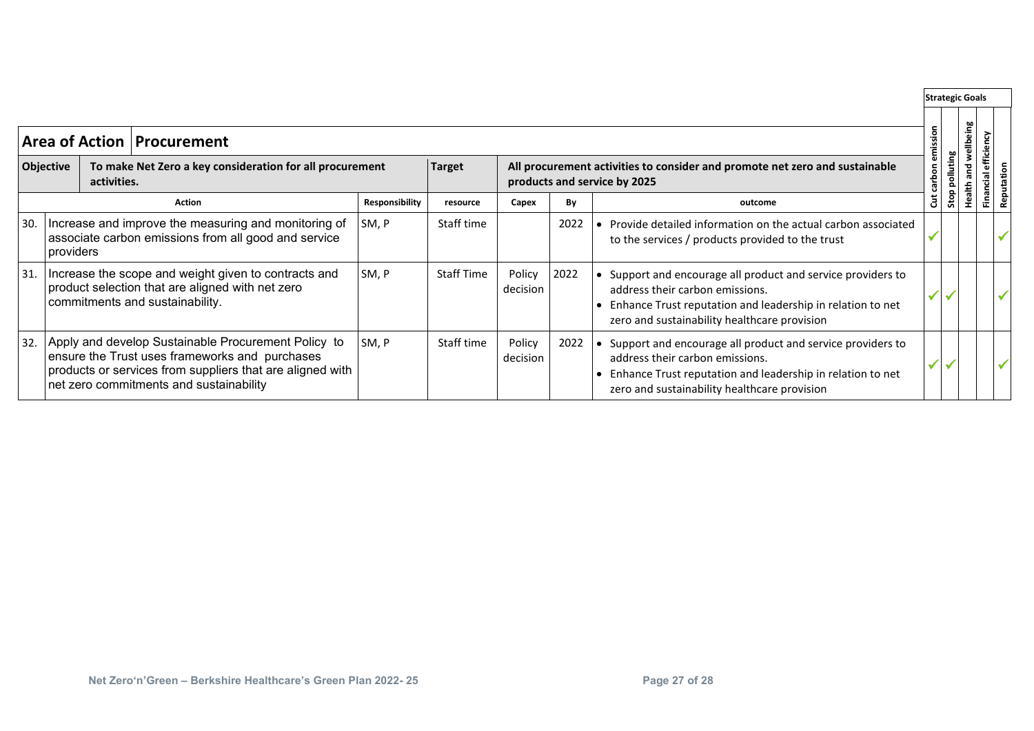| Area of Action | Procurement | | | | | | Strategic Goals | | | | |
|---|---|---|---|---|---|---|---|---|---|---|---|
| **Objective** | **To make Net Zero a key consideration for all procurement activities.** | | **Target** | **All procurement activities to consider and promote net zero and sustainable products and service by 2025** | | | Cut carbon emission | Stop polluting | Health and wellbeing | Financial efficiency | Reputation |
| | **Action** | **Responsibility** | **resource** | **Capex** | **By** | **outcome** | | | | | |
| 30. | Increase and improve the measuring and monitoring of associate carbon emissions from all good and service providers | SM, P | Staff time | | 2022 | • Provide detailed information on the actual carbon associated to the services / products provided to the trust | ✓ | | | | ✓ |
| 31. | Increase the scope and weight given to contracts and product selection that are aligned with net zero commitments and sustainability. | SM, P | Staff Time | Policy decision | 2022 | • Support and encourage all product and service providers to address their carbon emissions.<br>• Enhance Trust reputation and leadership in relation to net zero and sustainability healthcare provision | ✓ | ✓ | | | ✓ |
| 32. | Apply and develop Sustainable Procurement Policy to ensure the Trust uses frameworks and purchases products or services from suppliers that are aligned with net zero commitments and sustainability | SM, P | Staff time | Policy decision | 2022 | • Support and encourage all product and service providers to address their carbon emissions.<br>• Enhance Trust reputation and leadership in relation to net zero and sustainability healthcare provision | ✓ | ✓ | | | ✓ |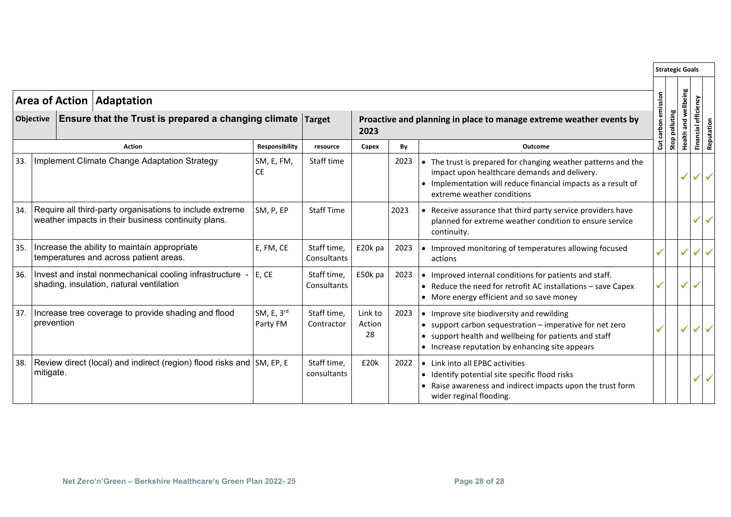| Area of Action | Adaptation | | | | | | | | | | |
|---|---|---|---|---|---|---|---|---|---|---|---|
| **Objective** | **Ensure that the Trust is prepared a changing climate** | **Target** | **Proactive and planning in place to manage extreme weather events by 2023** | | | | **Strategic Goals** | | | | |
| **Action** | | **Responsibility** | **resource** | **Capex** | **By** | **Outcome** | **Cut carbon emission** | **Stop polluting** | **Health and wellbeing** | **Financial efficiency** | **Reputation** |
| 33. | Implement Climate Change Adaptation Strategy | SM, E, FM, CE | Staff time | | 2023 | • The trust is prepared for changing weather patterns and the impact upon healthcare demands and delivery.<br>• Implementation will reduce financial impacts as a result of extreme weather conditions | | | ✓ | ✓ | ✓ |
| 34. | Require all third-party organisations to include extreme weather impacts in their business continuity plans. | SM, P, EP | Staff Time | | 2023 | • Receive assurance that third party service providers have planned for extreme weather condition to ensure service continuity. | | | | ✓ | ✓ |
| 35. | Increase the ability to maintain appropriate temperatures and across patient areas. | E, FM, CE | Staff time, Consultants | £20k pa | 2023 | • Improved monitoring of temperatures allowing focused actions | ✓ | | ✓ | ✓ | ✓ |
| 36. | Invest and instal nonmechanical cooling infrastructure - shading, insulation, natural ventilation | E, CE | Staff time, Consultants | £50k pa | 2023 | • Improved internal conditions for patients and staff.<br>• Reduce the need for retrofit AC installations – save Capex<br>• More energy efficient and so save money | ✓ | | ✓ | ✓ | |
| 37. | Increase tree coverage to provide shading and flood prevention | SM, E, 3rd Party FM | Staff time, Contractor | Link to Action 28 | 2023 | • Improve site biodiversity and rewilding<br>• support carbon sequestration – imperative for net zero<br>• support health and wellbeing for patients and staff<br>• Increase reputation by enhancing site appears | ✓ | | ✓ | ✓ | ✓ |
| 38. | Review direct (local) and indirect (region) flood risks and mitigate. | SM, EP, E | Staff time, consultants | £20k | 2022 | • Link into all EPBC activities<br>• Identify potential site specific flood risks<br>• Raise awareness and indirect impacts upon the trust form wider reginal flooding. | | | | ✓ | ✓ |